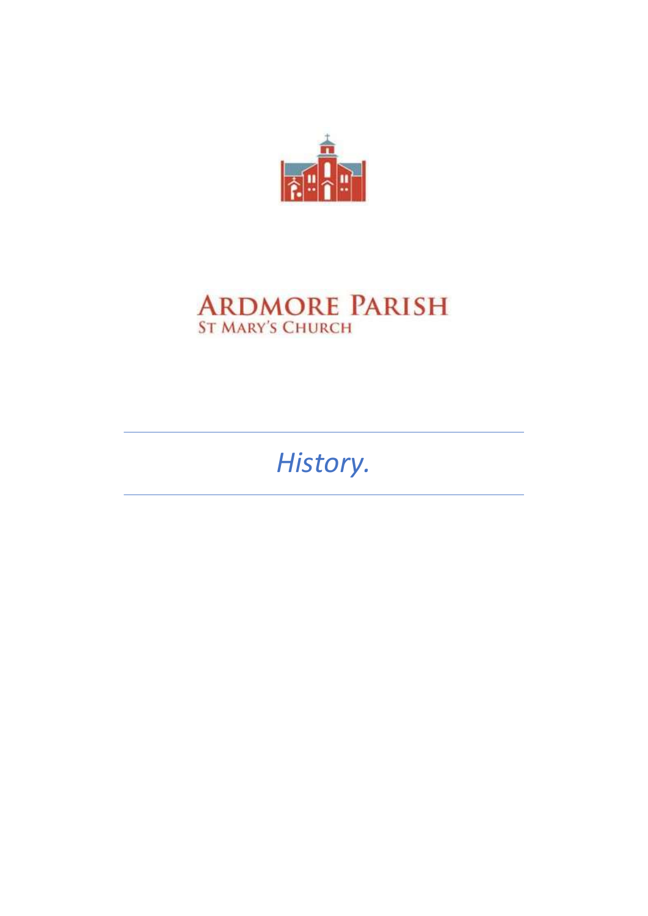# ARDMORE PARISH

ST MARY'S CHURCH

---

*History.*

---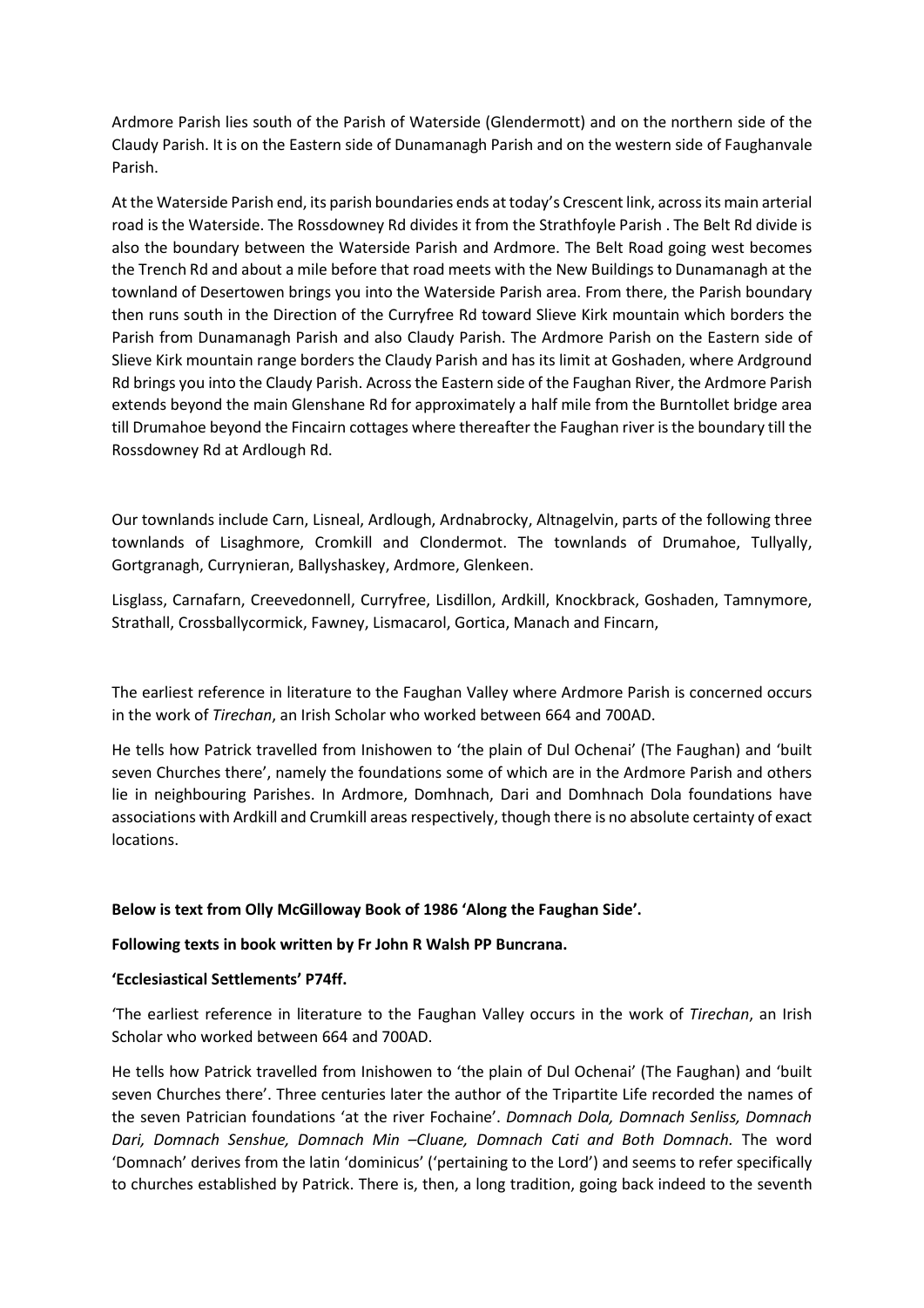Ardmore Parish lies south of the Parish of Waterside (Glendermott) and on the northern side of the Claudy Parish. It is on the Eastern side of Dunamanagh Parish and on the western side of Faughanvale Parish.

At the Waterside Parish end, its parish boundaries ends at today's Crescent link, across its main arterial road is the Waterside. The Rossdowney Rd divides it from the Strathfoyle Parish . The Belt Rd divide is also the boundary between the Waterside Parish and Ardmore. The Belt Road going west becomes the Trench Rd and about a mile before that road meets with the New Buildings to Dunamanagh at the townland of Desertowen brings you into the Waterside Parish area. From there, the Parish boundary then runs south in the Direction of the Curryfree Rd toward Slieve Kirk mountain which borders the Parish from Dunamanagh Parish and also Claudy Parish. The Ardmore Parish on the Eastern side of Slieve Kirk mountain range borders the Claudy Parish and has its limit at Goshaden, where Ardground Rd brings you into the Claudy Parish. Across the Eastern side of the Faughan River, the Ardmore Parish extends beyond the main Glenshane Rd for approximately a half mile from the Burntollet bridge area till Drumahoe beyond the Fincairn cottages where thereafter the Faughan river is the boundary till the Rossdowney Rd at Ardlough Rd.

Our townlands include Carn, Lisneal, Ardlough, Ardnabrocky, Altnagelvin, parts of the following three townlands of Lisaghmore, Cromkill and Clondermot. The townlands of Drumahoe, Tullyally, Gortgranagh, Currynieran, Ballyshaskey, Ardmore, Glenkeen.

Lisglass, Carnafarn, Creevedonnell, Curryfree, Lisdillon, Ardkill, Knockbrack, Goshaden, Tamnymore, Strathall, Crossballycormick, Fawney, Lismacarol, Gortica, Manach and Fincarn,

The earliest reference in literature to the Faughan Valley where Ardmore Parish is concerned occurs in the work of *Tirechan*, an Irish Scholar who worked between 664 and 700AD.

He tells how Patrick travelled from Inishowen to 'the plain of Dul Ochenai' (The Faughan) and 'built seven Churches there', namely the foundations some of which are in the Ardmore Parish and others lie in neighbouring Parishes. In Ardmore, Domhnach, Dari and Domhnach Dola foundations have associations with Ardkill and Crumkill areas respectively, though there is no absolute certainty of exact locations.

**Below is text from Olly McGilloway Book of 1986 'Along the Faughan Side'.**

**Following texts in book written by Fr John R Walsh PP Buncrana.**

**'Ecclesiastical Settlements' P74ff.**

'The earliest reference in literature to the Faughan Valley occurs in the work of *Tirechan*, an Irish Scholar who worked between 664 and 700AD.

He tells how Patrick travelled from Inishowen to 'the plain of Dul Ochenai' (The Faughan) and 'built seven Churches there'. Three centuries later the author of the Tripartite Life recorded the names of the seven Patrician foundations 'at the river Fochaine'. *Domnach Dola, Domnach Senliss, Domnach Dari, Domnach Senshue, Domnach Min –Cluane, Domnach Cati and Both Domnach.* The word 'Domnach' derives from the latin 'dominicus' ('pertaining to the Lord') and seems to refer specifically to churches established by Patrick. There is, then, a long tradition, going back indeed to the seventh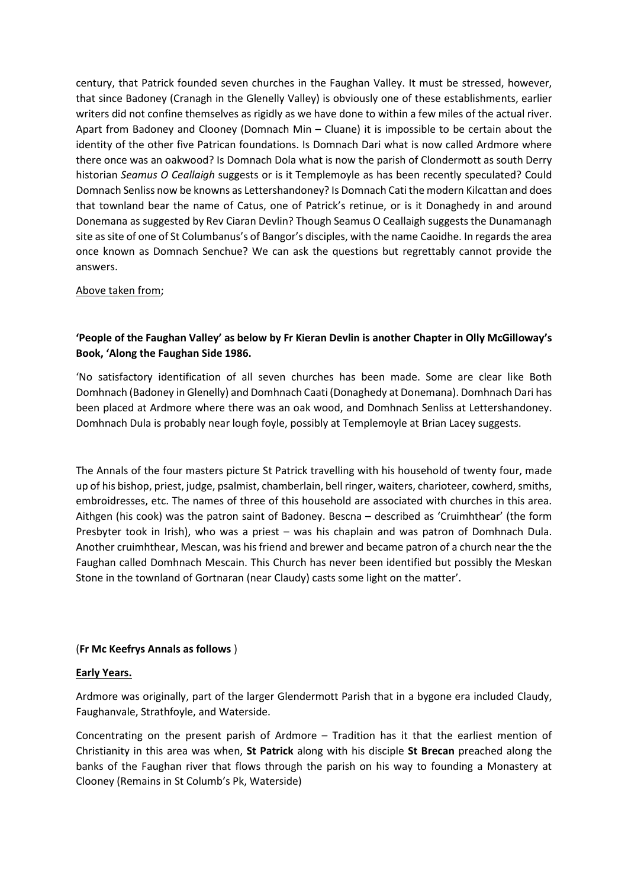century, that Patrick founded seven churches in the Faughan Valley. It must be stressed, however, that since Badoney (Cranagh in the Glenelly Valley) is obviously one of these establishments, earlier writers did not confine themselves as rigidly as we have done to within a few miles of the actual river. Apart from Badoney and Clooney (Domnach Min – Cluane) it is impossible to be certain about the identity of the other five Patrican foundations. Is Domnach Dari what is now called Ardmore where there once was an oakwood? Is Domnach Dola what is now the parish of Clondermott as south Derry historian *Seamus O Ceallaigh* suggests or is it Templemoyle as has been recently speculated? Could Domnach Senliss now be knowns as Lettershandoney? Is Domnach Cati the modern Kilcattan and does that townland bear the name of Catus, one of Patrick's retinue, or is it Donaghedy in and around Donemana as suggested by Rev Ciaran Devlin? Though Seamus O Ceallaigh suggests the Dunamanagh site as site of one of St Columbanus's of Bangor's disciples, with the name Caoidhe. In regards the area once known as Domnach Senchue? We can ask the questions but regrettably cannot provide the answers.

<u>Above taken from</u>;

**'People of the Faughan Valley' as below by Fr Kieran Devlin is another Chapter in Olly McGilloway's Book, 'Along the Faughan Side 1986.**

'No satisfactory identification of all seven churches has been made. Some are clear like Both Domhnach (Badoney in Glenelly) and Domhnach Caati (Donaghedy at Donemana). Domhnach Dari has been placed at Ardmore where there was an oak wood, and Domhnach Senliss at Lettershandoney. Domhnach Dula is probably near lough foyle, possibly at Templemoyle at Brian Lacey suggests.

The Annals of the four masters picture St Patrick travelling with his household of twenty four, made up of his bishop, priest, judge, psalmist, chamberlain, bell ringer, waiters, charioteer, cowherd, smiths, embroidresses, etc. The names of three of this household are associated with churches in this area. Aithgen (his cook) was the patron saint of Badoney. Bescna – described as 'Cruimhthear' (the form Presbyter took in Irish), who was a priest – was his chaplain and was patron of Domhnach Dula. Another cruimhthear, Mescan, was his friend and brewer and became patron of a church near the the Faughan called Domhnach Mescain. This Church has never been identified but possibly the Meskan Stone in the townland of Gortnaran (near Claudy) casts some light on the matter'.

(**Fr Mc Keefrys Annals as follows** )

<u>**Early Years.**</u>

Ardmore was originally, part of the larger Glendermott Parish that in a bygone era included Claudy, Faughanvale, Strathfoyle, and Waterside.

Concentrating on the present parish of Ardmore – Tradition has it that the earliest mention of Christianity in this area was when, **St Patrick** along with his disciple **St Brecan** preached along the banks of the Faughan river that flows through the parish on his way to founding a Monastery at Clooney (Remains in St Columb's Pk, Waterside)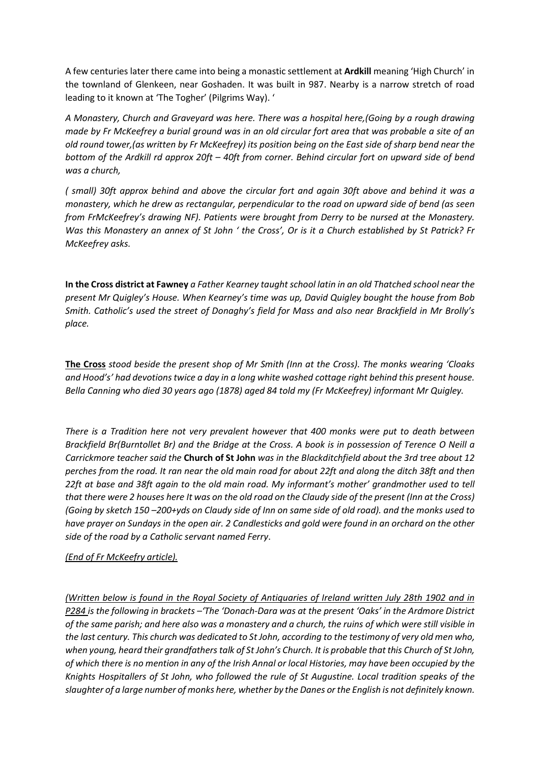A few centuries later there came into being a monastic settlement at **Ardkill** meaning 'High Church' in the townland of Glenkeen, near Goshaden. It was built in 987. Nearby is a narrow stretch of road leading to it known at 'The Togher' (Pilgrims Way). '

*A Monastery, Church and Graveyard was here. There was a hospital here,(Going by a rough drawing made by Fr McKeefrey a burial ground was in an old circular fort area that was probable a site of an old round tower,(as written by Fr McKeefrey) its position being on the East side of sharp bend near the bottom of the Ardkill rd approx 20ft – 40ft from corner. Behind circular fort on upward side of bend was a church,*

*( small) 30ft approx behind and above the circular fort and again 30ft above and behind it was a monastery, which he drew as rectangular, perpendicular to the road on upward side of bend (as seen from FrMcKeefrey's drawing NF). Patients were brought from Derry to be nursed at the Monastery. Was this Monastery an annex of St John ' the Cross', Or is it a Church established by St Patrick? Fr McKeefrey asks.*

**In the Cross district at Fawney** *a Father Kearney taught school latin in an old Thatched school near the present Mr Quigley's House. When Kearney's time was up, David Quigley bought the house from Bob Smith. Catholic's used the street of Donaghy's field for Mass and also near Brackfield in Mr Brolly's place.*

**The Cross** *stood beside the present shop of Mr Smith (Inn at the Cross). The monks wearing 'Cloaks and Hood's' had devotions twice a day in a long white washed cottage right behind this present house. Bella Canning who died 30 years ago (1878) aged 84 told my (Fr McKeefrey) informant Mr Quigley.*

*There is a Tradition here not very prevalent however that 400 monks were put to death between Brackfield Br(Burntollet Br) and the Bridge at the Cross. A book is in possession of Terence O Neill a Carrickmore teacher said the* **Church of St John** *was in the Blackditchfield about the 3rd tree about 12 perches from the road. It ran near the old main road for about 22ft and along the ditch 38ft and then 22ft at base and 38ft again to the old main road. My informant's mother' grandmother used to tell that there were 2 houses here It was on the old road on the Claudy side of the present (Inn at the Cross) (Going by sketch 150 –200+yds on Claudy side of Inn on same side of old road). and the monks used to have prayer on Sundays in the open air. 2 Candlesticks and gold were found in an orchard on the other side of the road by a Catholic servant named Ferry.*

*(End of Fr McKeefry article).*

*(Written below is found in the Royal Society of Antiquaries of Ireland written July 28th 1902 and in P284 is the following in brackets –'The 'Donach-Dara was at the present 'Oaks' in the Ardmore District of the same parish; and here also was a monastery and a church, the ruins of which were still visible in the last century. This church was dedicated to St John, according to the testimony of very old men who, when young, heard their grandfathers talk of St John's Church. It is probable that this Church of St John, of which there is no mention in any of the Irish Annal or local Histories, may have been occupied by the Knights Hospitallers of St John, who followed the rule of St Augustine. Local tradition speaks of the slaughter of a large number of monks here, whether by the Danes or the English is not definitely known.*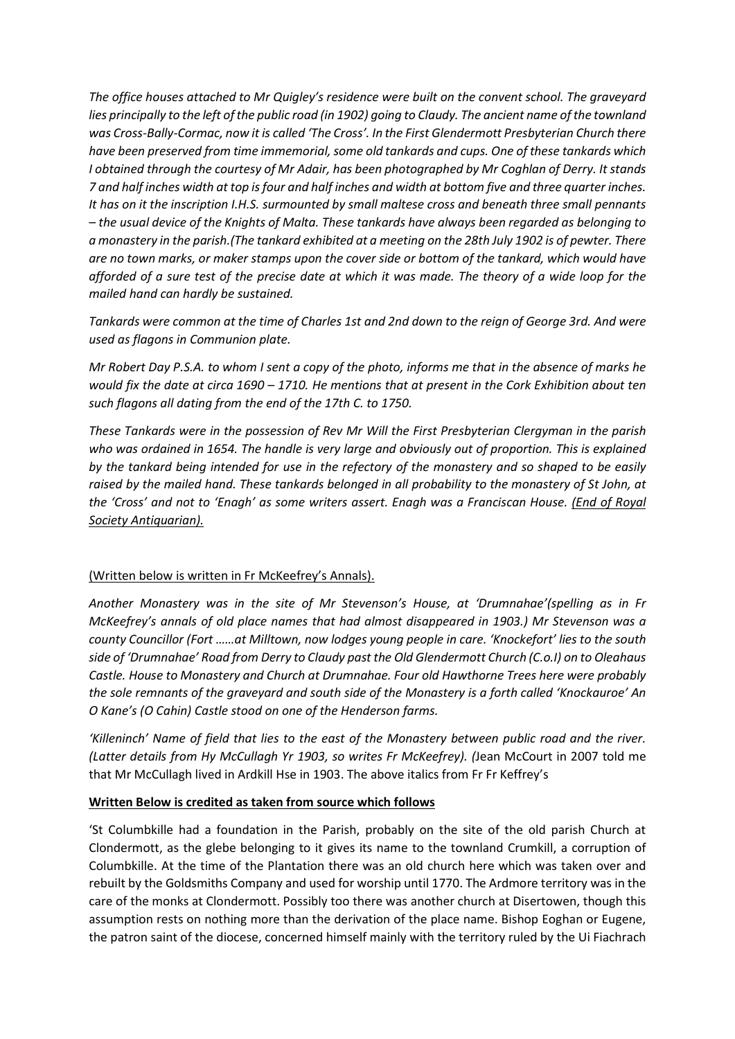*The office houses attached to Mr Quigley's residence were built on the convent school. The graveyard lies principally to the left of the public road (in 1902) going to Claudy. The ancient name of the townland was Cross-Bally-Cormac, now it is called 'The Cross'. In the First Glendermott Presbyterian Church there have been preserved from time immemorial, some old tankards and cups. One of these tankards which I obtained through the courtesy of Mr Adair, has been photographed by Mr Coghlan of Derry. It stands 7 and half inches width at top is four and half inches and width at bottom five and three quarter inches. It has on it the inscription I.H.S. surmounted by small maltese cross and beneath three small pennants – the usual device of the Knights of Malta. These tankards have always been regarded as belonging to a monastery in the parish.(The tankard exhibited at a meeting on the 28th July 1902 is of pewter. There are no town marks, or maker stamps upon the cover side or bottom of the tankard, which would have afforded of a sure test of the precise date at which it was made. The theory of a wide loop for the mailed hand can hardly be sustained.*

*Tankards were common at the time of Charles 1st and 2nd down to the reign of George 3rd. And were used as flagons in Communion plate.*

*Mr Robert Day P.S.A. to whom I sent a copy of the photo, informs me that in the absence of marks he would fix the date at circa 1690 – 1710. He mentions that at present in the Cork Exhibition about ten such flagons all dating from the end of the 17th C. to 1750.*

*These Tankards were in the possession of Rev Mr Will the First Presbyterian Clergyman in the parish who was ordained in 1654. The handle is very large and obviously out of proportion. This is explained by the tankard being intended for use in the refectory of the monastery and so shaped to be easily raised by the mailed hand. These tankards belonged in all probability to the monastery of St John, at the 'Cross' and not to 'Enagh' as some writers assert. Enagh was a Franciscan House. (End of Royal Society Antiquarian).*

(Written below is written in Fr McKeefrey's Annals).

*Another Monastery was in the site of Mr Stevenson's House, at 'Drumnahae'(spelling as in Fr McKeefrey's annals of old place names that had almost disappeared in 1903.) Mr Stevenson was a county Councillor (Fort ……at Milltown, now lodges young people in care. 'Knockefort' lies to the south side of 'Drumnahae' Road from Derry to Claudy past the Old Glendermott Church (C.o.I) on to Oleahaus Castle. House to Monastery and Church at Drumnahae. Four old Hawthorne Trees here were probably the sole remnants of the graveyard and south side of the Monastery is a forth called 'Knockauroe' An O Kane's (O Cahin) Castle stood on one of the Henderson farms.*

*'Killeninch' Name of field that lies to the east of the Monastery between public road and the river. (Latter details from Hy McCullagh Yr 1903, so writes Fr McKeefrey). (*Jean McCourt in 2007 told me that Mr McCullagh lived in Ardkill Hse in 1903. The above italics from Fr Fr Keffrey's

**Written Below is credited as taken from source which follows**

'St Columbkille had a foundation in the Parish, probably on the site of the old parish Church at Clondermott, as the glebe belonging to it gives its name to the townland Crumkill, a corruption of Columbkille. At the time of the Plantation there was an old church here which was taken over and rebuilt by the Goldsmiths Company and used for worship until 1770. The Ardmore territory was in the care of the monks at Clondermott. Possibly too there was another church at Disertowen, though this assumption rests on nothing more than the derivation of the place name. Bishop Eoghan or Eugene, the patron saint of the diocese, concerned himself mainly with the territory ruled by the Ui Fiachrach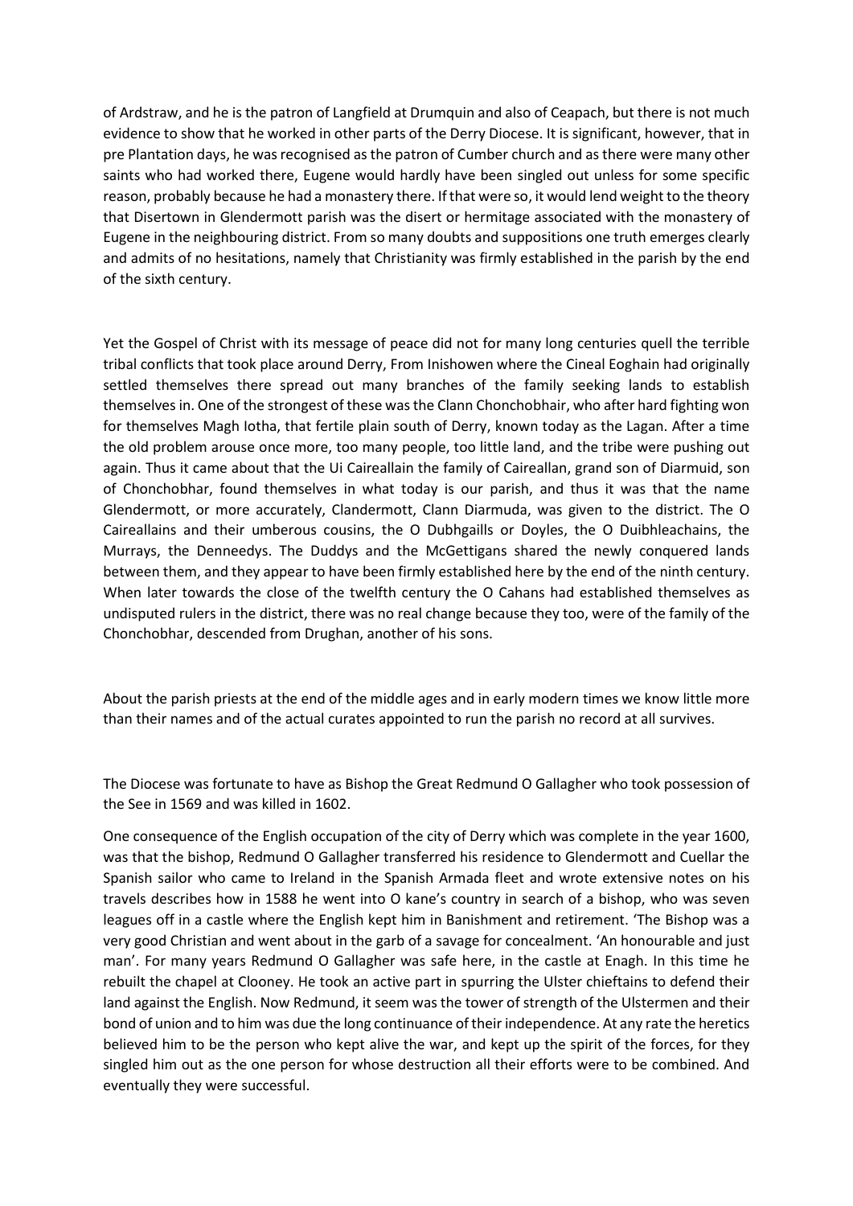of Ardstraw, and he is the patron of Langfield at Drumquin and also of Ceapach, but there is not much evidence to show that he worked in other parts of the Derry Diocese. It is significant, however, that in pre Plantation days, he was recognised as the patron of Cumber church and as there were many other saints who had worked there, Eugene would hardly have been singled out unless for some specific reason, probably because he had a monastery there. If that were so, it would lend weight to the theory that Disertown in Glendermott parish was the disert or hermitage associated with the monastery of Eugene in the neighbouring district. From so many doubts and suppositions one truth emerges clearly and admits of no hesitations, namely that Christianity was firmly established in the parish by the end of the sixth century.

Yet the Gospel of Christ with its message of peace did not for many long centuries quell the terrible tribal conflicts that took place around Derry, From Inishowen where the Cineal Eoghain had originally settled themselves there spread out many branches of the family seeking lands to establish themselves in. One of the strongest of these was the Clann Chonchobhair, who after hard fighting won for themselves Magh Iotha, that fertile plain south of Derry, known today as the Lagan. After a time the old problem arouse once more, too many people, too little land, and the tribe were pushing out again. Thus it came about that the Ui Caireallain the family of Caireallan, grand son of Diarmuid, son of Chonchobhar, found themselves in what today is our parish, and thus it was that the name Glendermott, or more accurately, Clandermott, Clann Diarmuda, was given to the district. The O Caireallains and their umberous cousins, the O Dubhgaills or Doyles, the O Duibhleachains, the Murrays, the Denneedys. The Duddys and the McGettigans shared the newly conquered lands between them, and they appear to have been firmly established here by the end of the ninth century. When later towards the close of the twelfth century the O Cahans had established themselves as undisputed rulers in the district, there was no real change because they too, were of the family of the Chonchobhar, descended from Drughan, another of his sons.

About the parish priests at the end of the middle ages and in early modern times we know little more than their names and of the actual curates appointed to run the parish no record at all survives.

The Diocese was fortunate to have as Bishop the Great Redmund O Gallagher who took possession of the See in 1569 and was killed in 1602.

One consequence of the English occupation of the city of Derry which was complete in the year 1600, was that the bishop, Redmund O Gallagher transferred his residence to Glendermott and Cuellar the Spanish sailor who came to Ireland in the Spanish Armada fleet and wrote extensive notes on his travels describes how in 1588 he went into O kane's country in search of a bishop, who was seven leagues off in a castle where the English kept him in Banishment and retirement. 'The Bishop was a very good Christian and went about in the garb of a savage for concealment. 'An honourable and just man'. For many years Redmund O Gallagher was safe here, in the castle at Enagh. In this time he rebuilt the chapel at Clooney. He took an active part in spurring the Ulster chieftains to defend their land against the English. Now Redmund, it seem was the tower of strength of the Ulstermen and their bond of union and to him was due the long continuance of their independence. At any rate the heretics believed him to be the person who kept alive the war, and kept up the spirit of the forces, for they singled him out as the one person for whose destruction all their efforts were to be combined. And eventually they were successful.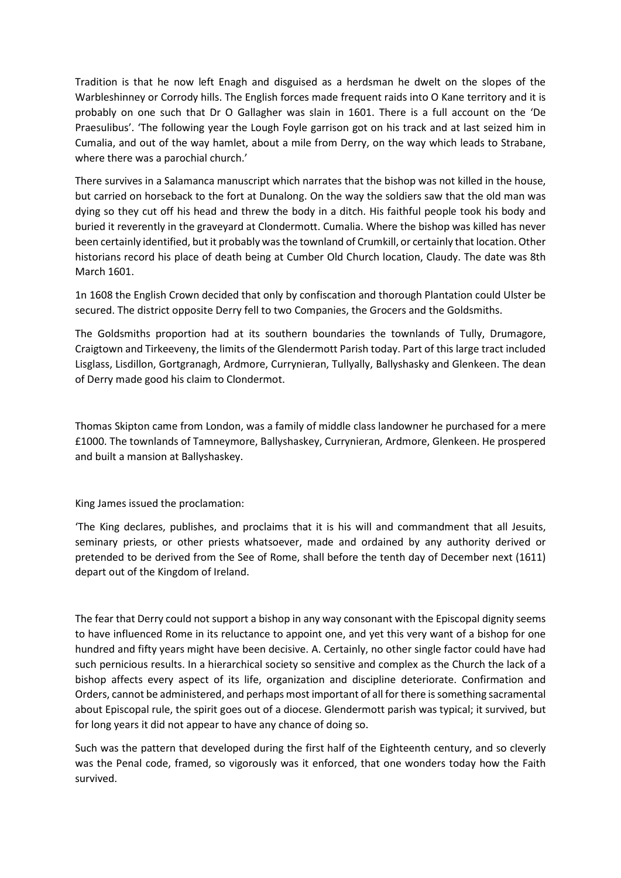Tradition is that he now left Enagh and disguised as a herdsman he dwelt on the slopes of the Warbleshinney or Corrody hills. The English forces made frequent raids into O Kane territory and it is probably on one such that Dr O Gallagher was slain in 1601. There is a full account on the 'De Praesulibus'. 'The following year the Lough Foyle garrison got on his track and at last seized him in Cumalia, and out of the way hamlet, about a mile from Derry, on the way which leads to Strabane, where there was a parochial church.'

There survives in a Salamanca manuscript which narrates that the bishop was not killed in the house, but carried on horseback to the fort at Dunalong. On the way the soldiers saw that the old man was dying so they cut off his head and threw the body in a ditch. His faithful people took his body and buried it reverently in the graveyard at Clondermott. Cumalia. Where the bishop was killed has never been certainly identified, but it probably was the townland of Crumkill, or certainly that location. Other historians record his place of death being at Cumber Old Church location, Claudy. The date was 8th March 1601.

1n 1608 the English Crown decided that only by confiscation and thorough Plantation could Ulster be secured. The district opposite Derry fell to two Companies, the Grocers and the Goldsmiths.

The Goldsmiths proportion had at its southern boundaries the townlands of Tully, Drumagore, Craigtown and Tirkeeveny, the limits of the Glendermott Parish today. Part of this large tract included Lisglass, Lisdillon, Gortgranagh, Ardmore, Currynieran, Tullyally, Ballyshasky and Glenkeen. The dean of Derry made good his claim to Clondermot.

Thomas Skipton came from London, was a family of middle class landowner he purchased for a mere £1000. The townlands of Tamneymore, Ballyshaskey, Currynieran, Ardmore, Glenkeen. He prospered and built a mansion at Ballyshaskey.

King James issued the proclamation:

'The King declares, publishes, and proclaims that it is his will and commandment that all Jesuits, seminary priests, or other priests whatsoever, made and ordained by any authority derived or pretended to be derived from the See of Rome, shall before the tenth day of December next (1611) depart out of the Kingdom of Ireland.

The fear that Derry could not support a bishop in any way consonant with the Episcopal dignity seems to have influenced Rome in its reluctance to appoint one, and yet this very want of a bishop for one hundred and fifty years might have been decisive. A. Certainly, no other single factor could have had such pernicious results. In a hierarchical society so sensitive and complex as the Church the lack of a bishop affects every aspect of its life, organization and discipline deteriorate. Confirmation and Orders, cannot be administered, and perhaps most important of all for there is something sacramental about Episcopal rule, the spirit goes out of a diocese. Glendermott parish was typical; it survived, but for long years it did not appear to have any chance of doing so.

Such was the pattern that developed during the first half of the Eighteenth century, and so cleverly was the Penal code, framed, so vigorously was it enforced, that one wonders today how the Faith survived.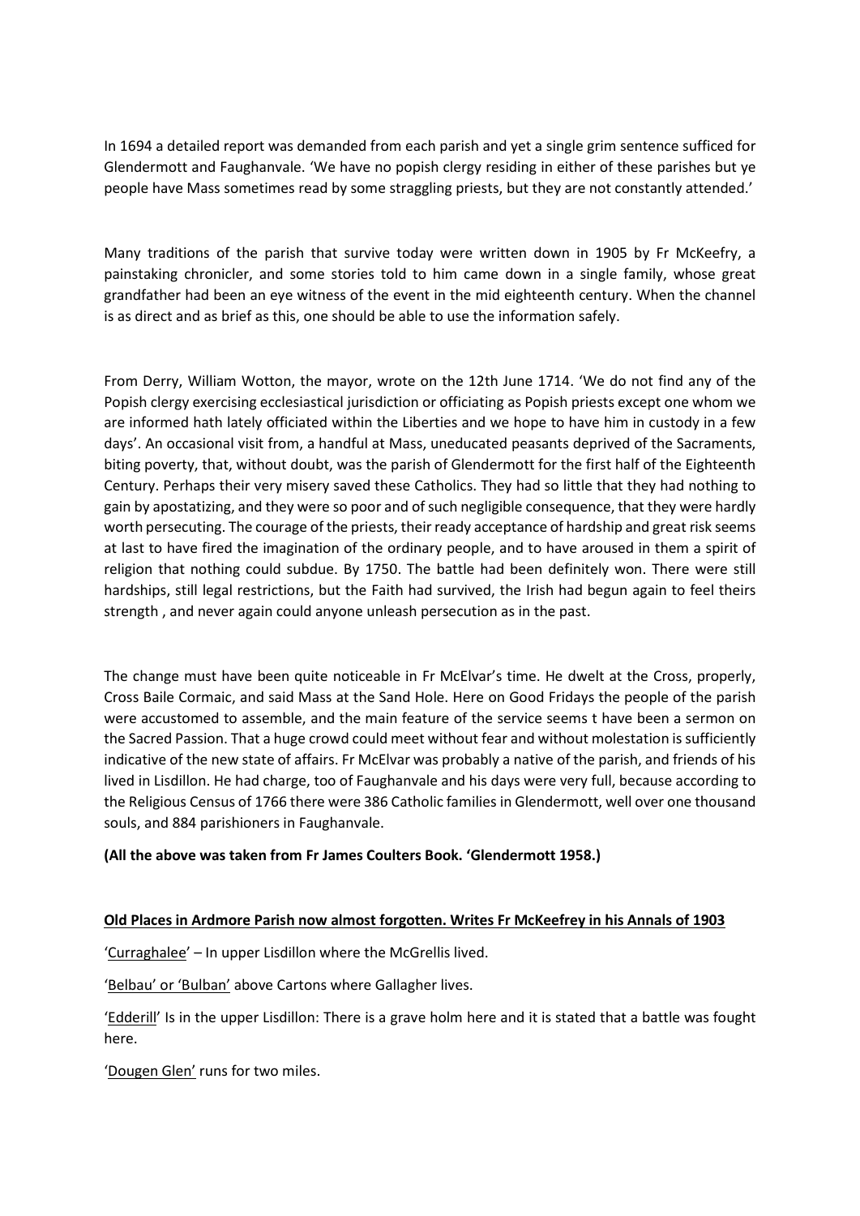In 1694 a detailed report was demanded from each parish and yet a single grim sentence sufficed for Glendermott and Faughanvale. 'We have no popish clergy residing in either of these parishes but ye people have Mass sometimes read by some straggling priests, but they are not constantly attended.'

Many traditions of the parish that survive today were written down in 1905 by Fr McKeefry, a painstaking chronicler, and some stories told to him came down in a single family, whose great grandfather had been an eye witness of the event in the mid eighteenth century. When the channel is as direct and as brief as this, one should be able to use the information safely.

From Derry, William Wotton, the mayor, wrote on the 12th June 1714. 'We do not find any of the Popish clergy exercising ecclesiastical jurisdiction or officiating as Popish priests except one whom we are informed hath lately officiated within the Liberties and we hope to have him in custody in a few days'. An occasional visit from, a handful at Mass, uneducated peasants deprived of the Sacraments, biting poverty, that, without doubt, was the parish of Glendermott for the first half of the Eighteenth Century. Perhaps their very misery saved these Catholics. They had so little that they had nothing to gain by apostatizing, and they were so poor and of such negligible consequence, that they were hardly worth persecuting. The courage of the priests, their ready acceptance of hardship and great risk seems at last to have fired the imagination of the ordinary people, and to have aroused in them a spirit of religion that nothing could subdue. By 1750. The battle had been definitely won. There were still hardships, still legal restrictions, but the Faith had survived, the Irish had begun again to feel theirs strength , and never again could anyone unleash persecution as in the past.

The change must have been quite noticeable in Fr McElvar's time. He dwelt at the Cross, properly, Cross Baile Cormaic, and said Mass at the Sand Hole. Here on Good Fridays the people of the parish were accustomed to assemble, and the main feature of the service seems t have been a sermon on the Sacred Passion. That a huge crowd could meet without fear and without molestation is sufficiently indicative of the new state of affairs. Fr McElvar was probably a native of the parish, and friends of his lived in Lisdillon. He had charge, too of Faughanvale and his days were very full, because according to the Religious Census of 1766 there were 386 Catholic families in Glendermott, well over one thousand souls, and 884 parishioners in Faughanvale.

**(All the above was taken from Fr James Coulters Book. 'Glendermott 1958.)**

**Old Places in Ardmore Parish now almost forgotten. Writes Fr McKeefrey in his Annals of 1903**

'Curraghalee' – In upper Lisdillon where the McGrellis lived.

'Belbau' or 'Bulban' above Cartons where Gallagher lives.

'Edderill' Is in the upper Lisdillon: There is a grave holm here and it is stated that a battle was fought here.

'Dougen Glen' runs for two miles.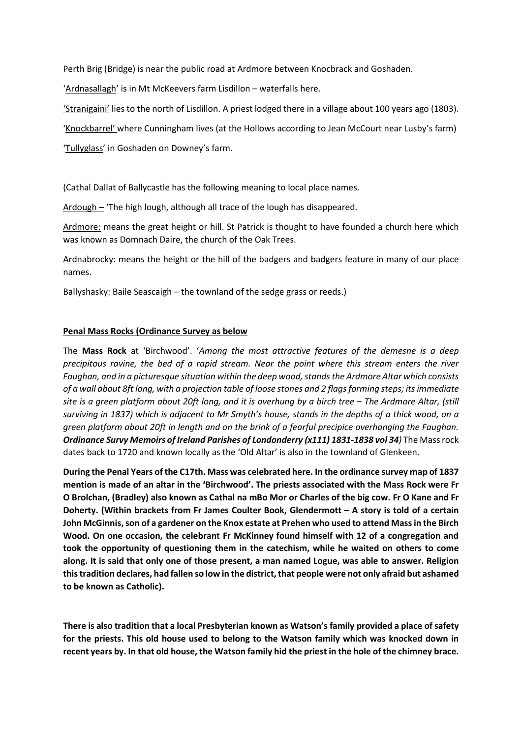Perth Brig (Bridge) is near the public road at Ardmore between Knocbrack and Goshaden.

'Ardnasallagh' is in Mt McKeevers farm Lisdillon – waterfalls here.

'Stranigaini' lies to the north of Lisdillon. A priest lodged there in a village about 100 years ago (1803).

'Knockbarrel' where Cunningham lives (at the Hollows according to Jean McCourt near Lusby's farm)

'Tullyglass' in Goshaden on Downey's farm.

(Cathal Dallat of Ballycastle has the following meaning to local place names.

Ardough – 'The high lough, although all trace of the lough has disappeared.

Ardmore: means the great height or hill. St Patrick is thought to have founded a church here which was known as Domnach Daire, the church of the Oak Trees.

Ardnabrocky: means the height or the hill of the badgers and badgers feature in many of our place names.

Ballyshasky: Baile Seascaigh – the townland of the sedge grass or reeds.)

**Penal Mass Rocks (Ordinance Survey as below**

The **Mass Rock** at 'Birchwood'. '*Among the most attractive features of the demesne is a deep precipitous ravine, the bed of a rapid stream. Near the point where this stream enters the river Faughan, and in a picturesque situation within the deep wood, stands the Ardmore Altar which consists of a wall about 8ft long, with a projection table of loose stones and 2 flags forming steps; its immediate site is a green platform about 20ft long, and it is overhung by a birch tree – The Ardmore Altar, (still surviving in 1837) which is adjacent to Mr Smyth's house, stands in the depths of a thick wood, on a green platform about 20ft in length and on the brink of a fearful precipice overhanging the Faughan.* ***Ordinance Survy Memoirs of Ireland Parishes of Londonderry (x111) 1831-1838 vol 34***) The Mass rock dates back to 1720 and known locally as the 'Old Altar' is also in the townland of Glenkeen.

**During the Penal Years of the C17th. Mass was celebrated here. In the ordinance survey map of 1837 mention is made of an altar in the 'Birchwood'. The priests associated with the Mass Rock were Fr O Brolchan, (Bradley) also known as Cathal na mBo Mor or Charles of the big cow. Fr O Kane and Fr Doherty. (Within brackets from Fr James Coulter Book, Glendermott – A story is told of a certain John McGinnis, son of a gardener on the Knox estate at Prehen who used to attend Mass in the Birch Wood. On one occasion, the celebrant Fr McKinney found himself with 12 of a congregation and took the opportunity of questioning them in the catechism, while he waited on others to come along. It is said that only one of those present, a man named Logue, was able to answer. Religion this tradition declares, had fallen so low in the district, that people were not only afraid but ashamed to be known as Catholic).**

**There is also tradition that a local Presbyterian known as Watson's family provided a place of safety for the priests. This old house used to belong to the Watson family which was knocked down in recent years by. In that old house, the Watson family hid the priest in the hole of the chimney brace.**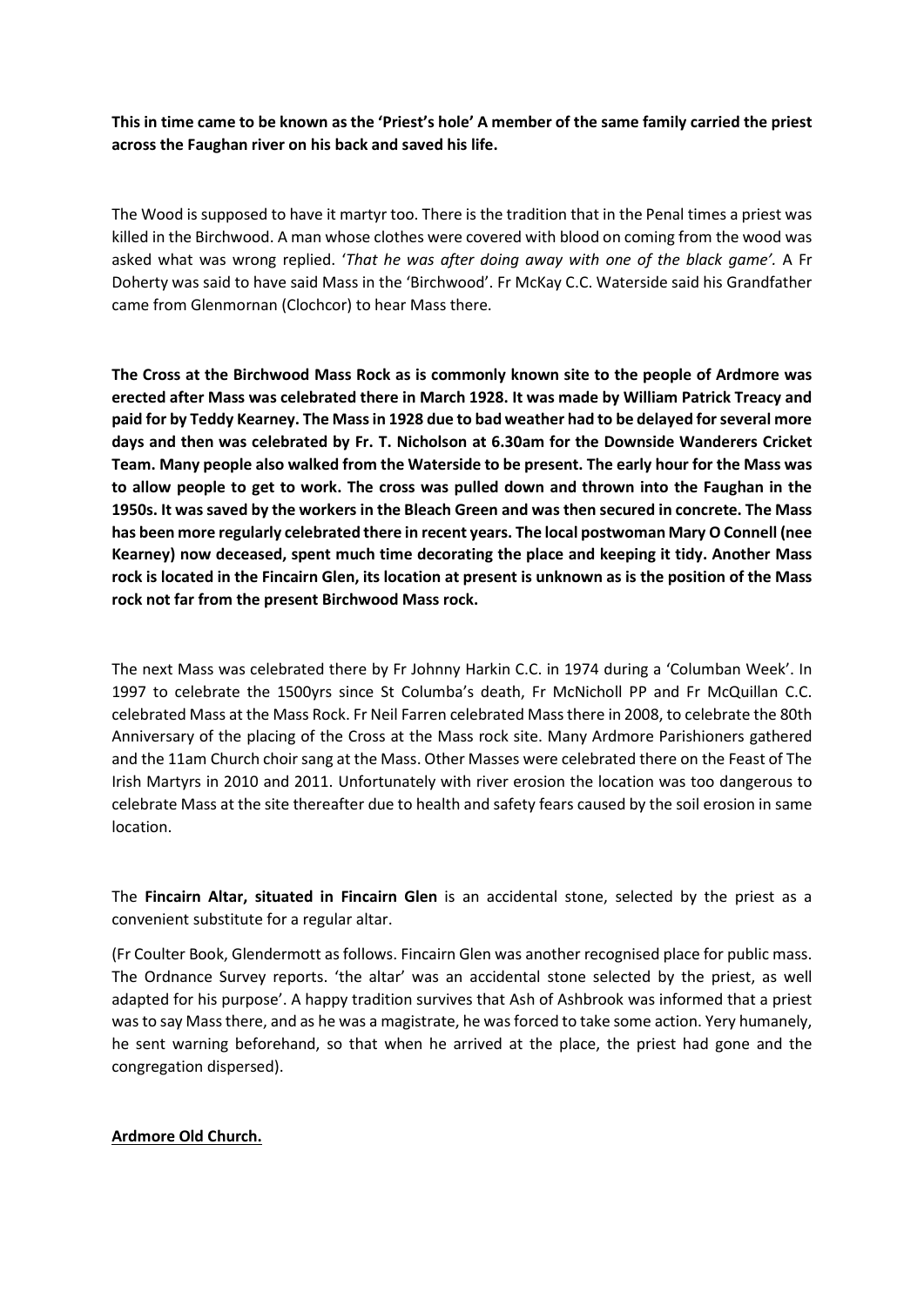**This in time came to be known as the 'Priest's hole' A member of the same family carried the priest across the Faughan river on his back and saved his life.**

The Wood is supposed to have it martyr too. There is the tradition that in the Penal times a priest was killed in the Birchwood. A man whose clothes were covered with blood on coming from the wood was asked what was wrong replied. '*That he was after doing away with one of the black game'.* A Fr Doherty was said to have said Mass in the 'Birchwood'. Fr McKay C.C. Waterside said his Grandfather came from Glenmornan (Clochcor) to hear Mass there.

**The Cross at the Birchwood Mass Rock as is commonly known site to the people of Ardmore was erected after Mass was celebrated there in March 1928. It was made by William Patrick Treacy and paid for by Teddy Kearney. The Mass in 1928 due to bad weather had to be delayed for several more days and then was celebrated by Fr. T. Nicholson at 6.30am for the Downside Wanderers Cricket Team. Many people also walked from the Waterside to be present. The early hour for the Mass was to allow people to get to work. The cross was pulled down and thrown into the Faughan in the 1950s. It was saved by the workers in the Bleach Green and was then secured in concrete. The Mass has been more regularly celebrated there in recent years. The local postwoman Mary O Connell (nee Kearney) now deceased, spent much time decorating the place and keeping it tidy. Another Mass rock is located in the Fincairn Glen, its location at present is unknown as is the position of the Mass rock not far from the present Birchwood Mass rock.**

The next Mass was celebrated there by Fr Johnny Harkin C.C. in 1974 during a 'Columban Week'. In 1997 to celebrate the 1500yrs since St Columba's death, Fr McNicholl PP and Fr McQuillan C.C. celebrated Mass at the Mass Rock. Fr Neil Farren celebrated Mass there in 2008, to celebrate the 80th Anniversary of the placing of the Cross at the Mass rock site. Many Ardmore Parishioners gathered and the 11am Church choir sang at the Mass. Other Masses were celebrated there on the Feast of The Irish Martyrs in 2010 and 2011. Unfortunately with river erosion the location was too dangerous to celebrate Mass at the site thereafter due to health and safety fears caused by the soil erosion in same location.

The **Fincairn Altar, situated in Fincairn Glen** is an accidental stone, selected by the priest as a convenient substitute for a regular altar.

(Fr Coulter Book, Glendermott as follows. Fincairn Glen was another recognised place for public mass. The Ordnance Survey reports. 'the altar' was an accidental stone selected by the priest, as well adapted for his purpose'. A happy tradition survives that Ash of Ashbrook was informed that a priest was to say Mass there, and as he was a magistrate, he was forced to take some action. Very humanely, he sent warning beforehand, so that when he arrived at the place, the priest had gone and the congregation dispersed).

**Ardmore Old Church.**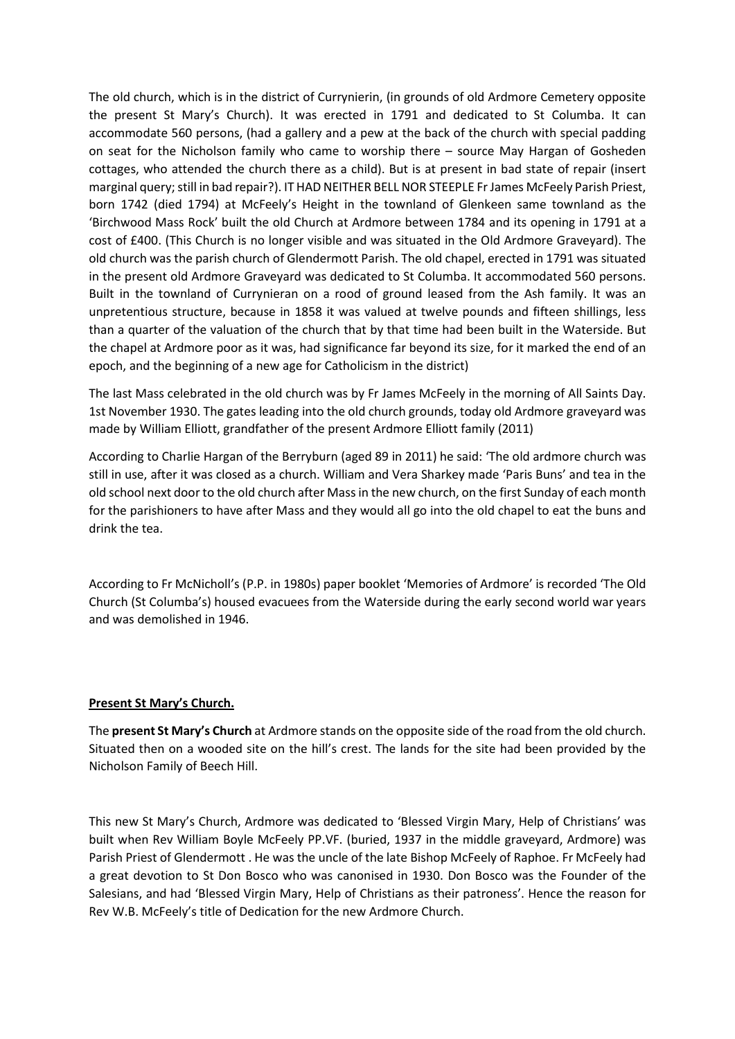The old church, which is in the district of Currynierin, (in grounds of old Ardmore Cemetery opposite the present St Mary's Church). It was erected in 1791 and dedicated to St Columba. It can accommodate 560 persons, (had a gallery and a pew at the back of the church with special padding on seat for the Nicholson family who came to worship there – source May Hargan of Gosheden cottages, who attended the church there as a child). But is at present in bad state of repair (insert marginal query; still in bad repair?). IT HAD NEITHER BELL NOR STEEPLE Fr James McFeely Parish Priest, born 1742 (died 1794) at McFeely's Height in the townland of Glenkeen same townland as the 'Birchwood Mass Rock' built the old Church at Ardmore between 1784 and its opening in 1791 at a cost of £400. (This Church is no longer visible and was situated in the Old Ardmore Graveyard). The old church was the parish church of Glendermott Parish. The old chapel, erected in 1791 was situated in the present old Ardmore Graveyard was dedicated to St Columba. It accommodated 560 persons. Built in the townland of Currynieran on a rood of ground leased from the Ash family. It was an unpretentious structure, because in 1858 it was valued at twelve pounds and fifteen shillings, less than a quarter of the valuation of the church that by that time had been built in the Waterside. But the chapel at Ardmore poor as it was, had significance far beyond its size, for it marked the end of an epoch, and the beginning of a new age for Catholicism in the district)

The last Mass celebrated in the old church was by Fr James McFeely in the morning of All Saints Day. 1st November 1930. The gates leading into the old church grounds, today old Ardmore graveyard was made by William Elliott, grandfather of the present Ardmore Elliott family (2011)

According to Charlie Hargan of the Berryburn (aged 89 in 2011) he said: 'The old ardmore church was still in use, after it was closed as a church. William and Vera Sharkey made 'Paris Buns' and tea in the old school next door to the old church after Mass in the new church, on the first Sunday of each month for the parishioners to have after Mass and they would all go into the old chapel to eat the buns and drink the tea.

According to Fr McNicholl's (P.P. in 1980s) paper booklet 'Memories of Ardmore' is recorded 'The Old Church (St Columba's) housed evacuees from the Waterside during the early second world war years and was demolished in 1946.

## **Present St Mary's Church.**

The **present St Mary's Church** at Ardmore stands on the opposite side of the road from the old church. Situated then on a wooded site on the hill's crest. The lands for the site had been provided by the Nicholson Family of Beech Hill.

This new St Mary's Church, Ardmore was dedicated to 'Blessed Virgin Mary, Help of Christians' was built when Rev William Boyle McFeely PP.VF. (buried, 1937 in the middle graveyard, Ardmore) was Parish Priest of Glendermott . He was the uncle of the late Bishop McFeely of Raphoe. Fr McFeely had a great devotion to St Don Bosco who was canonised in 1930. Don Bosco was the Founder of the Salesians, and had 'Blessed Virgin Mary, Help of Christians as their patroness'. Hence the reason for Rev W.B. McFeely's title of Dedication for the new Ardmore Church.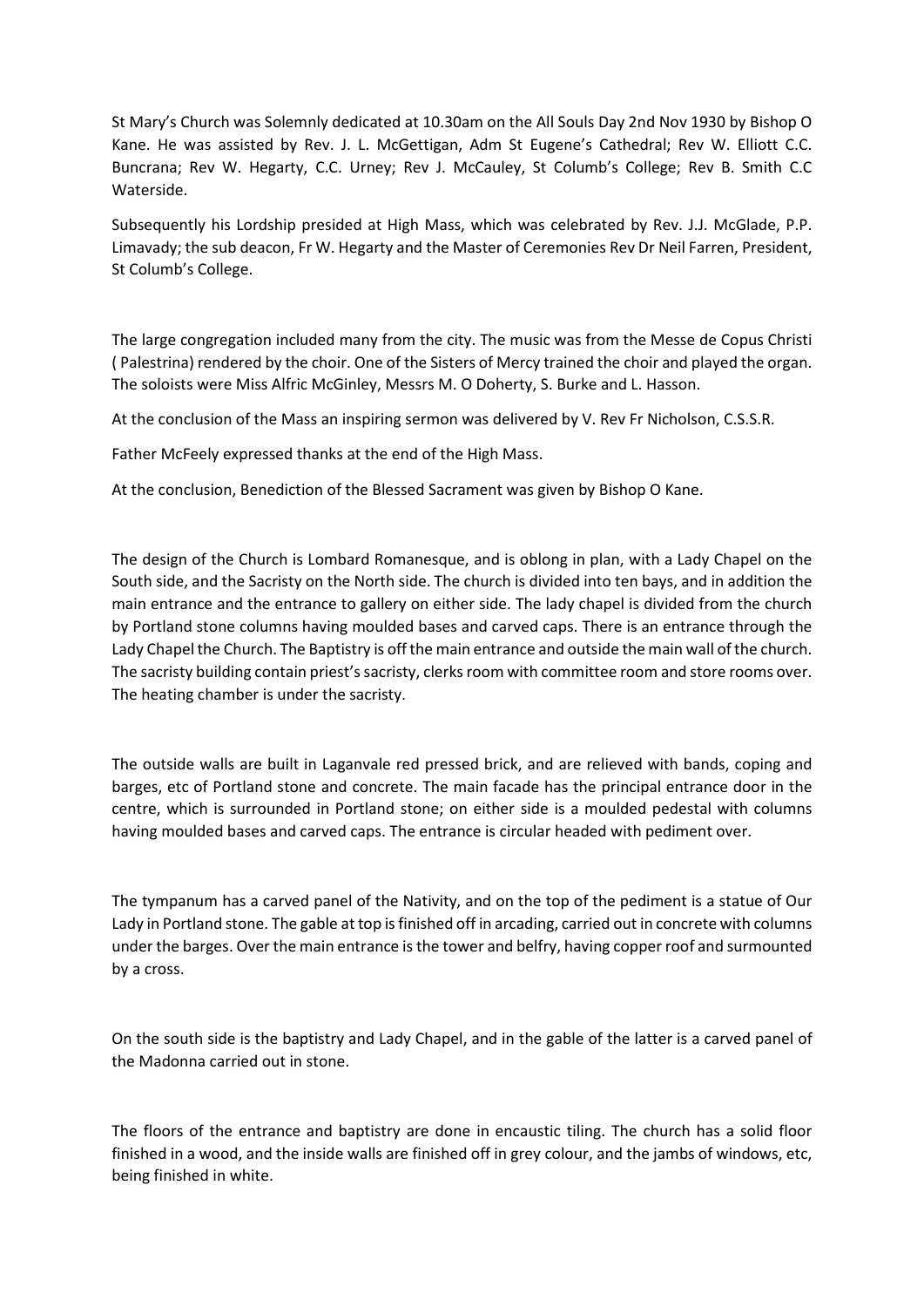St Mary's Church was Solemnly dedicated at 10.30am on the All Souls Day 2nd Nov 1930 by Bishop O Kane. He was assisted by Rev. J. L. McGettigan, Adm St Eugene's Cathedral; Rev W. Elliott C.C. Buncrana; Rev W. Hegarty, C.C. Urney; Rev J. McCauley, St Columb's College; Rev B. Smith C.C Waterside.

Subsequently his Lordship presided at High Mass, which was celebrated by Rev. J.J. McGlade, P.P. Limavady; the sub deacon, Fr W. Hegarty and the Master of Ceremonies Rev Dr Neil Farren, President, St Columb's College.

The large congregation included many from the city. The music was from the Messe de Copus Christi ( Palestrina) rendered by the choir. One of the Sisters of Mercy trained the choir and played the organ. The soloists were Miss Alfric McGinley, Messrs M. O Doherty, S. Burke and L. Hasson.

At the conclusion of the Mass an inspiring sermon was delivered by V. Rev Fr Nicholson, C.S.S.R.

Father McFeely expressed thanks at the end of the High Mass.

At the conclusion, Benediction of the Blessed Sacrament was given by Bishop O Kane.

The design of the Church is Lombard Romanesque, and is oblong in plan, with a Lady Chapel on the South side, and the Sacristy on the North side. The church is divided into ten bays, and in addition the main entrance and the entrance to gallery on either side. The lady chapel is divided from the church by Portland stone columns having moulded bases and carved caps. There is an entrance through the Lady Chapel the Church. The Baptistry is off the main entrance and outside the main wall of the church. The sacristy building contain priest's sacristy, clerks room with committee room and store rooms over. The heating chamber is under the sacristy.

The outside walls are built in Laganvale red pressed brick, and are relieved with bands, coping and barges, etc of Portland stone and concrete. The main facade has the principal entrance door in the centre, which is surrounded in Portland stone; on either side is a moulded pedestal with columns having moulded bases and carved caps. The entrance is circular headed with pediment over.

The tympanum has a carved panel of the Nativity, and on the top of the pediment is a statue of Our Lady in Portland stone. The gable at top is finished off in arcading, carried out in concrete with columns under the barges. Over the main entrance is the tower and belfry, having copper roof and surmounted by a cross.

On the south side is the baptistry and Lady Chapel, and in the gable of the latter is a carved panel of the Madonna carried out in stone.

The floors of the entrance and baptistry are done in encaustic tiling. The church has a solid floor finished in a wood, and the inside walls are finished off in grey colour, and the jambs of windows, etc, being finished in white.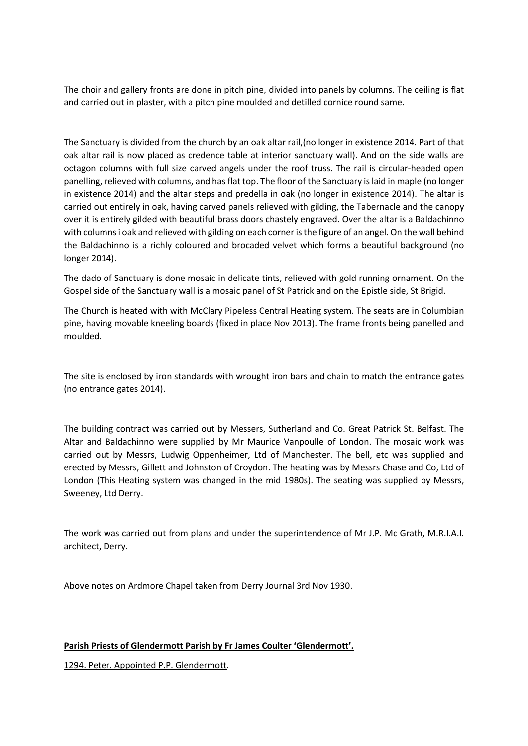The choir and gallery fronts are done in pitch pine, divided into panels by columns. The ceiling is flat and carried out in plaster, with a pitch pine moulded and detilled cornice round same.

The Sanctuary is divided from the church by an oak altar rail,(no longer in existence 2014. Part of that oak altar rail is now placed as credence table at interior sanctuary wall). And on the side walls are octagon columns with full size carved angels under the roof truss. The rail is circular-headed open panelling, relieved with columns, and has flat top. The floor of the Sanctuary is laid in maple (no longer in existence 2014) and the altar steps and predella in oak (no longer in existence 2014). The altar is carried out entirely in oak, having carved panels relieved with gilding, the Tabernacle and the canopy over it is entirely gilded with beautiful brass doors chastely engraved. Over the altar is a Baldachinno with columns i oak and relieved with gilding on each corner is the figure of an angel. On the wall behind the Baldachinno is a richly coloured and brocaded velvet which forms a beautiful background (no longer 2014).

The dado of Sanctuary is done mosaic in delicate tints, relieved with gold running ornament. On the Gospel side of the Sanctuary wall is a mosaic panel of St Patrick and on the Epistle side, St Brigid.

The Church is heated with with McClary Pipeless Central Heating system. The seats are in Columbian pine, having movable kneeling boards (fixed in place Nov 2013). The frame fronts being panelled and moulded.

The site is enclosed by iron standards with wrought iron bars and chain to match the entrance gates (no entrance gates 2014).

The building contract was carried out by Messers, Sutherland and Co. Great Patrick St. Belfast. The Altar and Baldachinno were supplied by Mr Maurice Vanpoulle of London. The mosaic work was carried out by Messrs, Ludwig Oppenheimer, Ltd of Manchester. The bell, etc was supplied and erected by Messrs, Gillett and Johnston of Croydon. The heating was by Messrs Chase and Co, Ltd of London (This Heating system was changed in the mid 1980s). The seating was supplied by Messrs, Sweeney, Ltd Derry.

The work was carried out from plans and under the superintendence of Mr J.P. Mc Grath, M.R.I.A.I. architect, Derry.

Above notes on Ardmore Chapel taken from Derry Journal 3rd Nov 1930.

**Parish Priests of Glendermott Parish by Fr James Coulter 'Glendermott'.**

1294. Peter. Appointed P.P. Glendermott.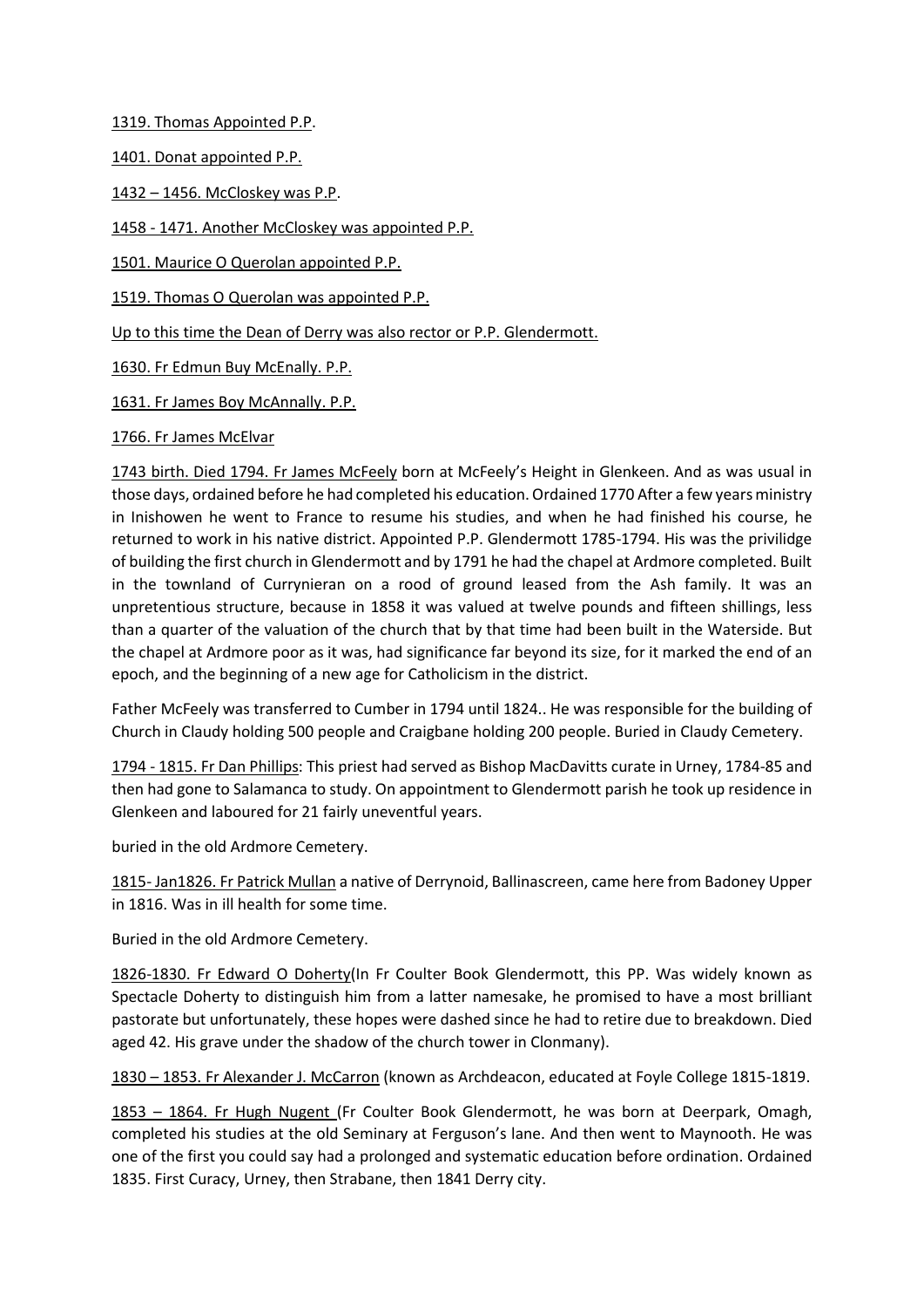1319. Thomas Appointed P.P.

1401. Donat appointed P.P.

1432 – 1456. McCloskey was P.P.

1458 - 1471. Another McCloskey was appointed P.P.

1501. Maurice O Querolan appointed P.P.

1519. Thomas O Querolan was appointed P.P.

Up to this time the Dean of Derry was also rector or P.P. Glendermott.

1630. Fr Edmun Buy McEnally. P.P.

1631. Fr James Boy McAnnally. P.P.

1766. Fr James McElvar

1743 birth. Died 1794. Fr James McFeely born at McFeely's Height in Glenkeen. And as was usual in those days, ordained before he had completed his education. Ordained 1770 After a few years ministry in Inishowen he went to France to resume his studies, and when he had finished his course, he returned to work in his native district. Appointed P.P. Glendermott 1785-1794. His was the privilidge of building the first church in Glendermott and by 1791 he had the chapel at Ardmore completed. Built in the townland of Currynieran on a rood of ground leased from the Ash family. It was an unpretentious structure, because in 1858 it was valued at twelve pounds and fifteen shillings, less than a quarter of the valuation of the church that by that time had been built in the Waterside. But the chapel at Ardmore poor as it was, had significance far beyond its size, for it marked the end of an epoch, and the beginning of a new age for Catholicism in the district.

Father McFeely was transferred to Cumber in 1794 until 1824.. He was responsible for the building of Church in Claudy holding 500 people and Craigbane holding 200 people. Buried in Claudy Cemetery.

1794 - 1815. Fr Dan Phillips: This priest had served as Bishop MacDavitts curate in Urney, 1784-85 and then had gone to Salamanca to study. On appointment to Glendermott parish he took up residence in Glenkeen and laboured for 21 fairly uneventful years.

buried in the old Ardmore Cemetery.

1815- Jan1826. Fr Patrick Mullan a native of Derrynoid, Ballinascreen, came here from Badoney Upper in 1816. Was in ill health for some time.

Buried in the old Ardmore Cemetery.

1826-1830. Fr Edward O Doherty(In Fr Coulter Book Glendermott, this PP. Was widely known as Spectacle Doherty to distinguish him from a latter namesake, he promised to have a most brilliant pastorate but unfortunately, these hopes were dashed since he had to retire due to breakdown. Died aged 42. His grave under the shadow of the church tower in Clonmany).

1830 – 1853. Fr Alexander J. McCarron (known as Archdeacon, educated at Foyle College 1815-1819.

1853 – 1864. Fr Hugh Nugent (Fr Coulter Book Glendermott, he was born at Deerpark, Omagh, completed his studies at the old Seminary at Ferguson's lane. And then went to Maynooth. He was one of the first you could say had a prolonged and systematic education before ordination. Ordained 1835. First Curacy, Urney, then Strabane, then 1841 Derry city.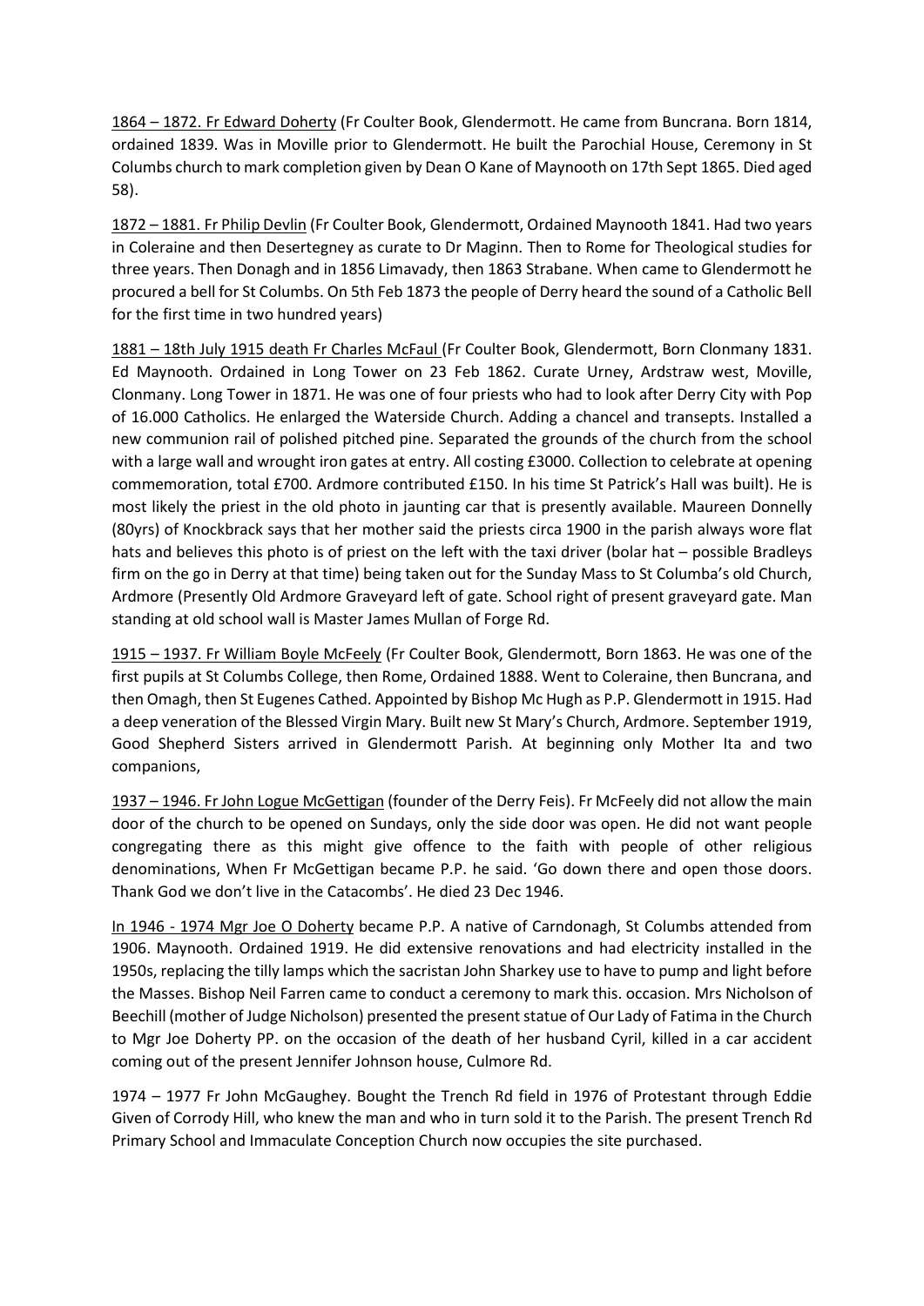<u>1864 – 1872. Fr Edward Doherty</u> (Fr Coulter Book, Glendermott. He came from Buncrana. Born 1814, ordained 1839. Was in Moville prior to Glendermott. He built the Parochial House, Ceremony in St Columbs church to mark completion given by Dean O Kane of Maynooth on 17th Sept 1865. Died aged 58).

<u>1872 – 1881. Fr Philip Devlin</u> (Fr Coulter Book, Glendermott, Ordained Maynooth 1841. Had two years in Coleraine and then Desertegney as curate to Dr Maginn. Then to Rome for Theological studies for three years. Then Donagh and in 1856 Limavady, then 1863 Strabane. When came to Glendermott he procured a bell for St Columbs. On 5th Feb 1873 the people of Derry heard the sound of a Catholic Bell for the first time in two hundred years)

<u>1881 – 18th July 1915 death Fr Charles McFaul</u> (Fr Coulter Book, Glendermott, Born Clonmany 1831. Ed Maynooth. Ordained in Long Tower on 23 Feb 1862. Curate Urney, Ardstraw west, Moville, Clonmany. Long Tower in 1871. He was one of four priests who had to look after Derry City with Pop of 16.000 Catholics. He enlarged the Waterside Church. Adding a chancel and transepts. Installed a new communion rail of polished pitched pine. Separated the grounds of the church from the school with a large wall and wrought iron gates at entry. All costing £3000. Collection to celebrate at opening commemoration, total £700. Ardmore contributed £150. In his time St Patrick's Hall was built). He is most likely the priest in the old photo in jaunting car that is presently available. Maureen Donnelly (80yrs) of Knockbrack says that her mother said the priests circa 1900 in the parish always wore flat hats and believes this photo is of priest on the left with the taxi driver (bolar hat – possible Bradleys firm on the go in Derry at that time) being taken out for the Sunday Mass to St Columba's old Church, Ardmore (Presently Old Ardmore Graveyard left of gate. School right of present graveyard gate. Man standing at old school wall is Master James Mullan of Forge Rd.

<u>1915 – 1937. Fr William Boyle McFeely</u> (Fr Coulter Book, Glendermott, Born 1863. He was one of the first pupils at St Columbs College, then Rome, Ordained 1888. Went to Coleraine, then Buncrana, and then Omagh, then St Eugenes Cathed. Appointed by Bishop Mc Hugh as P.P. Glendermott in 1915. Had a deep veneration of the Blessed Virgin Mary. Built new St Mary's Church, Ardmore. September 1919, Good Shepherd Sisters arrived in Glendermott Parish. At beginning only Mother Ita and two companions,

<u>1937 – 1946. Fr John Logue McGettigan</u> (founder of the Derry Feis). Fr McFeely did not allow the main door of the church to be opened on Sundays, only the side door was open. He did not want people congregating there as this might give offence to the faith with people of other religious denominations, When Fr McGettigan became P.P. he said. 'Go down there and open those doors. Thank God we don't live in the Catacombs'. He died 23 Dec 1946.

<u>In 1946 - 1974 Mgr Joe O Doherty</u> became P.P. A native of Carndonagh, St Columbs attended from 1906. Maynooth. Ordained 1919. He did extensive renovations and had electricity installed in the 1950s, replacing the tilly lamps which the sacristan John Sharkey use to have to pump and light before the Masses. Bishop Neil Farren came to conduct a ceremony to mark this. occasion. Mrs Nicholson of Beechill (mother of Judge Nicholson) presented the present statue of Our Lady of Fatima in the Church to Mgr Joe Doherty PP. on the occasion of the death of her husband Cyril, killed in a car accident coming out of the present Jennifer Johnson house, Culmore Rd.

1974 – 1977 Fr John McGaughey. Bought the Trench Rd field in 1976 of Protestant through Eddie Given of Corrody Hill, who knew the man and who in turn sold it to the Parish. The present Trench Rd Primary School and Immaculate Conception Church now occupies the site purchased.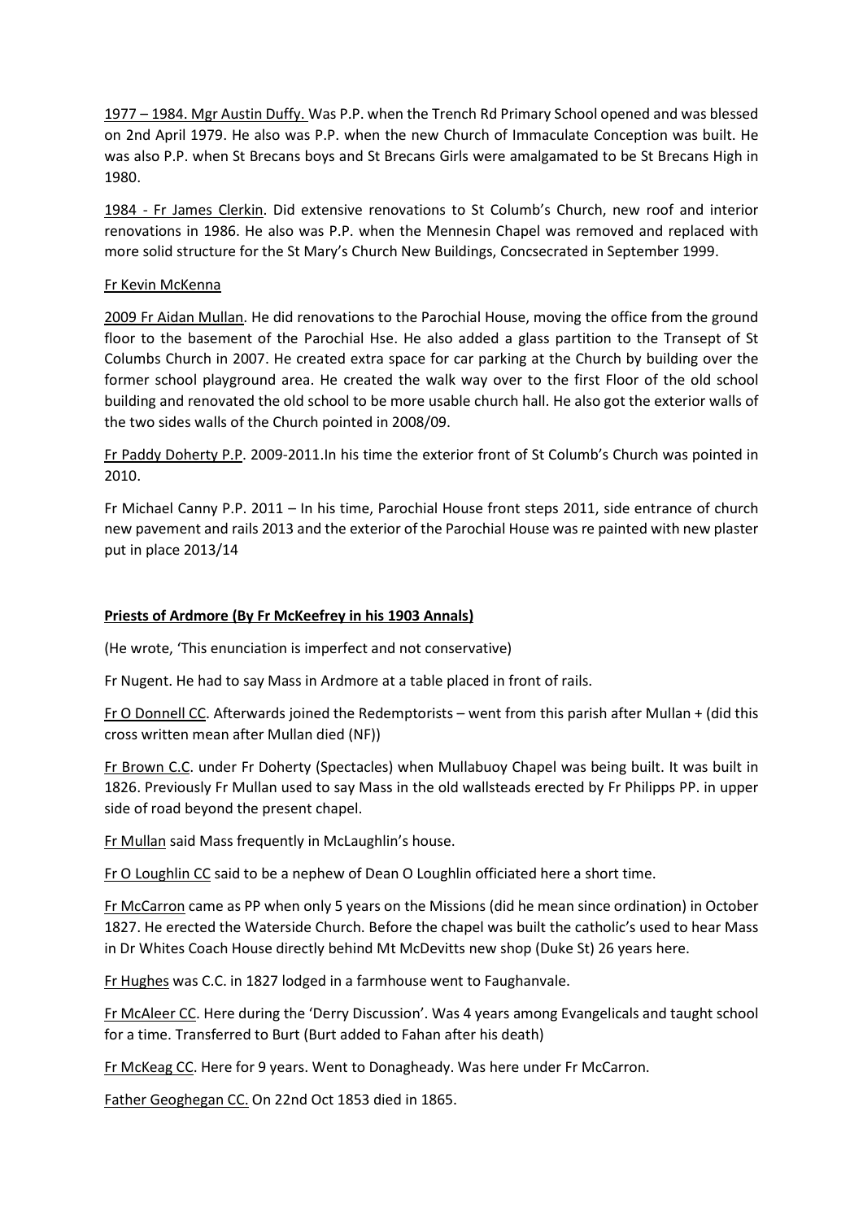<u>1977 – 1984. Mgr Austin Duffy.</u> Was P.P. when the Trench Rd Primary School opened and was blessed on 2nd April 1979. He also was P.P. when the new Church of Immaculate Conception was built. He was also P.P. when St Brecans boys and St Brecans Girls were amalgamated to be St Brecans High in 1980.

<u>1984 - Fr James Clerkin</u>. Did extensive renovations to St Columb's Church, new roof and interior renovations in 1986. He also was P.P. when the Mennesin Chapel was removed and replaced with more solid structure for the St Mary's Church New Buildings, Concsecrated in September 1999.

<u>Fr Kevin McKenna</u>

<u>2009 Fr Aidan Mullan</u>. He did renovations to the Parochial House, moving the office from the ground floor to the basement of the Parochial Hse. He also added a glass partition to the Transept of St Columbs Church in 2007. He created extra space for car parking at the Church by building over the former school playground area. He created the walk way over to the first Floor of the old school building and renovated the old school to be more usable church hall. He also got the exterior walls of the two sides walls of the Church pointed in 2008/09.

<u>Fr Paddy Doherty P.P</u>. 2009-2011.In his time the exterior front of St Columb's Church was pointed in 2010.

Fr Michael Canny P.P. 2011 – In his time, Parochial House front steps 2011, side entrance of church new pavement and rails 2013 and the exterior of the Parochial House was re painted with new plaster put in place 2013/14

**<u>Priests of Ardmore (By Fr McKeefrey in his 1903 Annals)</u>**

(He wrote, 'This enunciation is imperfect and not conservative)

Fr Nugent. He had to say Mass in Ardmore at a table placed in front of rails.

<u>Fr O Donnell CC</u>. Afterwards joined the Redemptorists – went from this parish after Mullan + (did this cross written mean after Mullan died (NF))

<u>Fr Brown C.C</u>. under Fr Doherty (Spectacles) when Mullabuoy Chapel was being built. It was built in 1826. Previously Fr Mullan used to say Mass in the old wallsteads erected by Fr Philipps PP. in upper side of road beyond the present chapel.

<u>Fr Mullan</u> said Mass frequently in McLaughlin's house.

<u>Fr O Loughlin CC</u> said to be a nephew of Dean O Loughlin officiated here a short time.

<u>Fr McCarron</u> came as PP when only 5 years on the Missions (did he mean since ordination) in October 1827. He erected the Waterside Church. Before the chapel was built the catholic's used to hear Mass in Dr Whites Coach House directly behind Mt McDevitts new shop (Duke St) 26 years here.

<u>Fr Hughes</u> was C.C. in 1827 lodged in a farmhouse went to Faughanvale.

<u>Fr McAleer CC</u>. Here during the 'Derry Discussion'. Was 4 years among Evangelicals and taught school for a time. Transferred to Burt (Burt added to Fahan after his death)

<u>Fr McKeag CC</u>. Here for 9 years. Went to Donagheady. Was here under Fr McCarron.

<u>Father Geoghegan CC.</u> On 22nd Oct 1853 died in 1865.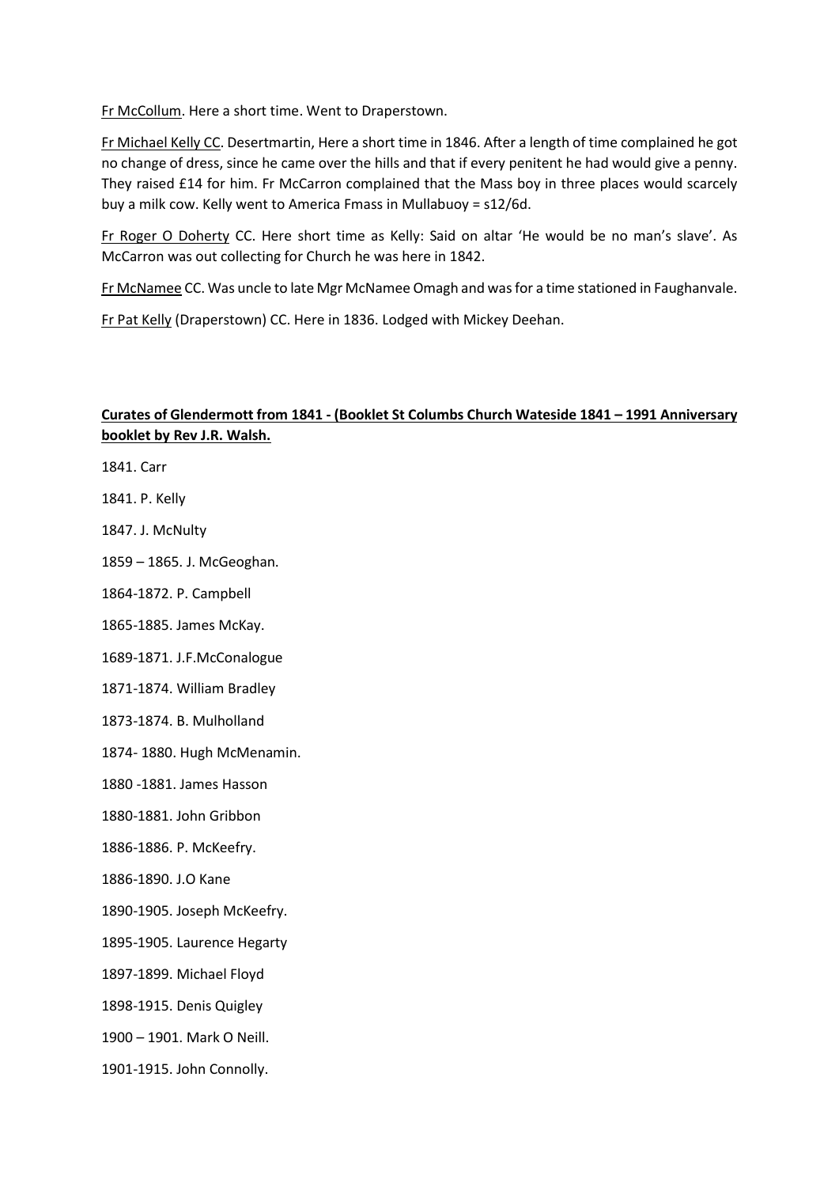<u>Fr McCollum</u>. Here a short time. Went to Draperstown.

<u>Fr Michael Kelly CC</u>. Desertmartin, Here a short time in 1846. After a length of time complained he got no change of dress, since he came over the hills and that if every penitent he had would give a penny. They raised £14 for him. Fr McCarron complained that the Mass boy in three places would scarcely buy a milk cow. Kelly went to America Fmass in Mullabuoy = s12/6d.

<u>Fr Roger O Doherty</u> CC. Here short time as Kelly: Said on altar 'He would be no man's slave'. As McCarron was out collecting for Church he was here in 1842.

<u>Fr McNamee</u> CC. Was uncle to late Mgr McNamee Omagh and was for a time stationed in Faughanvale.

<u>Fr Pat Kelly</u> (Draperstown) CC. Here in 1836. Lodged with Mickey Deehan.

**<u>Curates of Glendermott from 1841 - (Booklet St Columbs Church Wateside 1841 – 1991 Anniversary booklet by Rev J.R. Walsh.</u>**

1841. Carr

1841. P. Kelly

1847. J. McNulty

1859 – 1865. J. McGeoghan.

1864-1872. P. Campbell

1865-1885. James McKay.

1689-1871. J.F.McConalogue

1871-1874. William Bradley

1873-1874. B. Mulholland

1874- 1880. Hugh McMenamin.

1880 -1881. James Hasson

1880-1881. John Gribbon

1886-1886. P. McKeefry.

1886-1890. J.O Kane

1890-1905. Joseph McKeefry.

1895-1905. Laurence Hegarty

1897-1899. Michael Floyd

1898-1915. Denis Quigley

1900 – 1901. Mark O Neill.

1901-1915. John Connolly.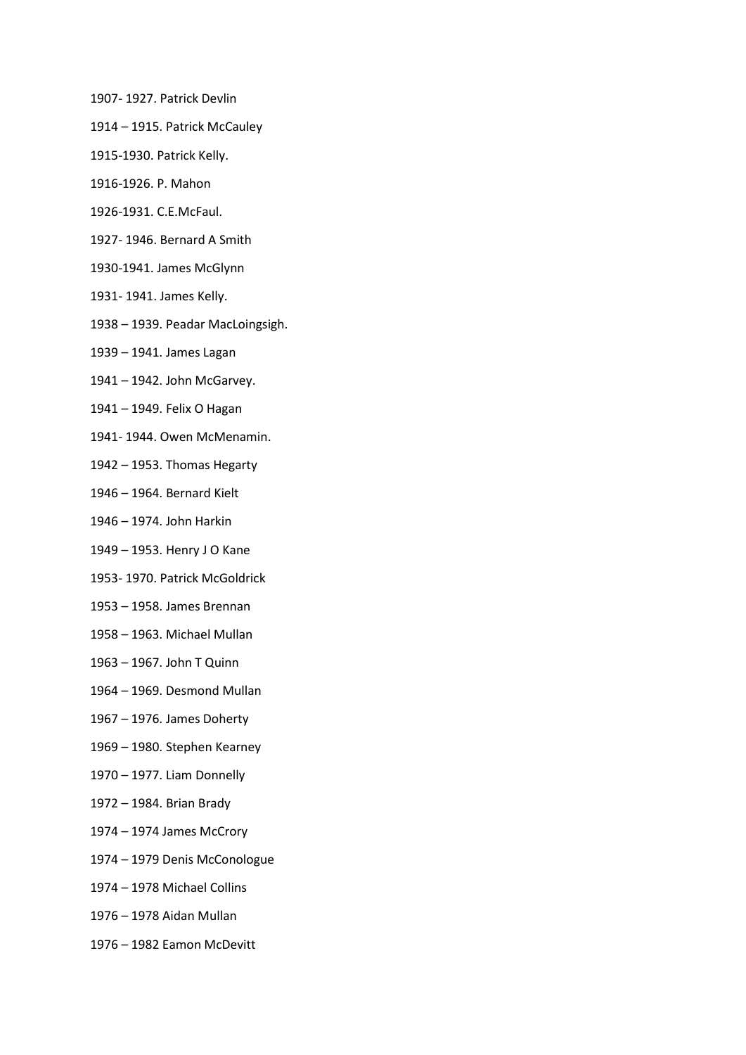1907- 1927. Patrick Devlin

1914 – 1915. Patrick McCauley

1915-1930. Patrick Kelly.

1916-1926. P. Mahon

1926-1931. C.E.McFaul.

1927- 1946. Bernard A Smith

1930-1941. James McGlynn

1931- 1941. James Kelly.

1938 – 1939. Peadar MacLoingsigh.

1939 – 1941. James Lagan

1941 – 1942. John McGarvey.

1941 – 1949. Felix O Hagan

1941- 1944. Owen McMenamin.

1942 – 1953. Thomas Hegarty

1946 – 1964. Bernard Kielt

1946 – 1974. John Harkin

1949 – 1953. Henry J O Kane

1953- 1970. Patrick McGoldrick

1953 – 1958. James Brennan

1958 – 1963. Michael Mullan

1963 – 1967. John T Quinn

1964 – 1969. Desmond Mullan

1967 – 1976. James Doherty

1969 – 1980. Stephen Kearney

1970 – 1977. Liam Donnelly

1972 – 1984. Brian Brady

1974 – 1974 James McCrory

1974 – 1979 Denis McConologue

1974 – 1978 Michael Collins

1976 – 1978 Aidan Mullan

1976 – 1982 Eamon McDevitt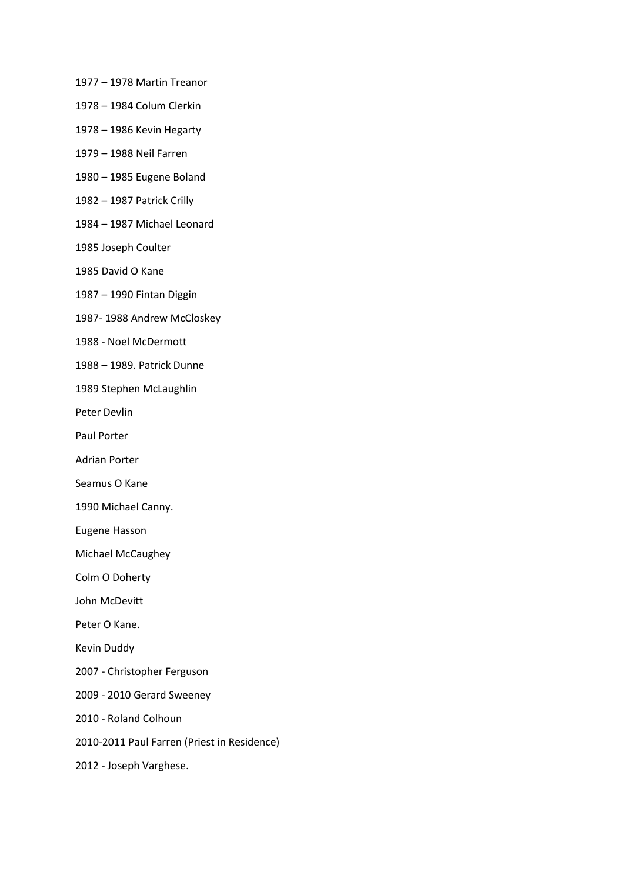1977 – 1978 Martin Treanor

1978 – 1984 Colum Clerkin

1978 – 1986 Kevin Hegarty

1979 – 1988 Neil Farren

1980 – 1985 Eugene Boland

1982 – 1987 Patrick Crilly

1984 – 1987 Michael Leonard

1985 Joseph Coulter

1985 David O Kane

1987 – 1990 Fintan Diggin

1987- 1988 Andrew McCloskey

1988 - Noel McDermott

1988 – 1989. Patrick Dunne

1989 Stephen McLaughlin

Peter Devlin

Paul Porter

Adrian Porter

Seamus O Kane

1990 Michael Canny.

Eugene Hasson

Michael McCaughey

Colm O Doherty

John McDevitt

Peter O Kane.

Kevin Duddy

2007 - Christopher Ferguson

2009 - 2010 Gerard Sweeney

2010 - Roland Colhoun

2010-2011 Paul Farren (Priest in Residence)

2012 - Joseph Varghese.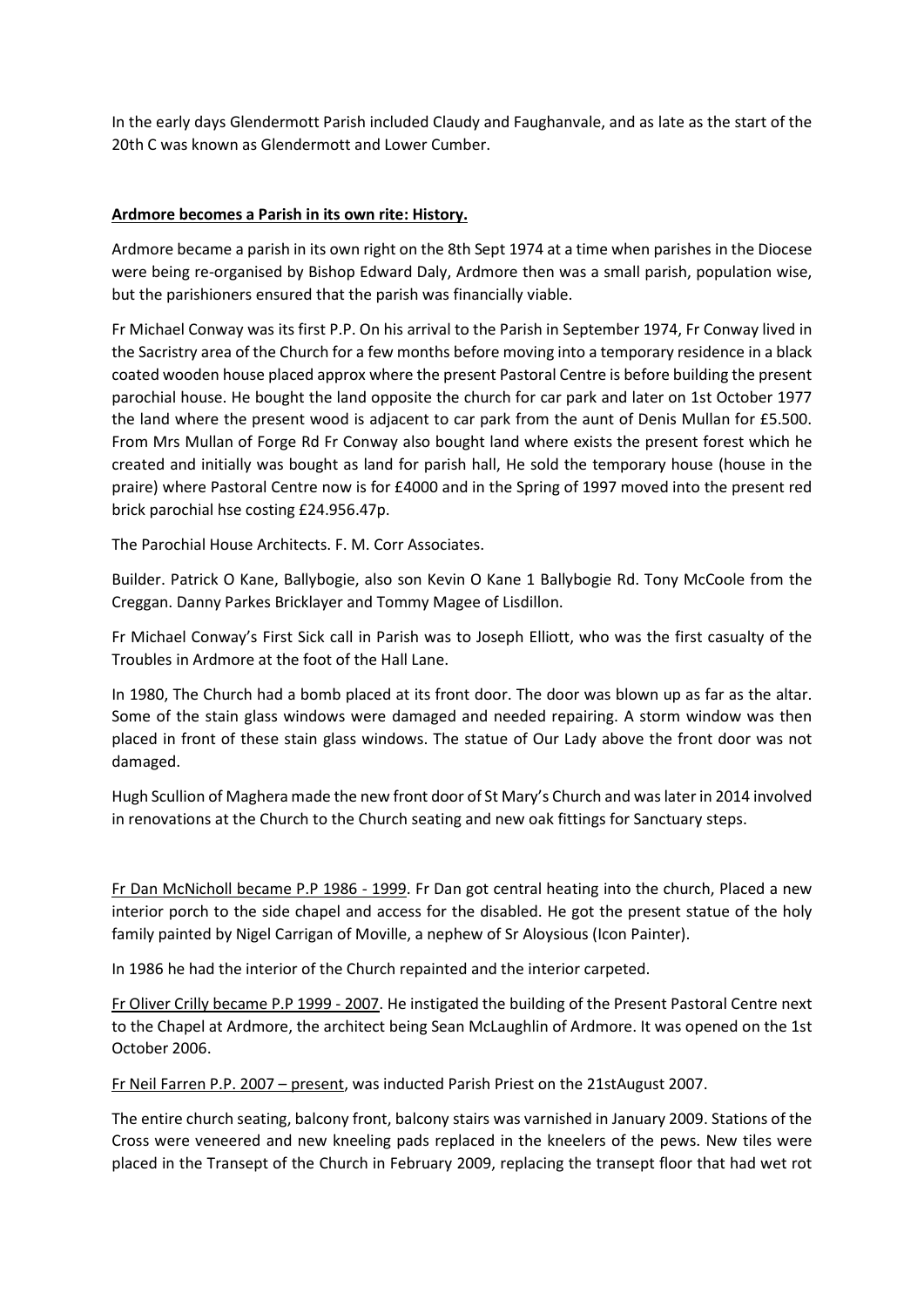In the early days Glendermott Parish included Claudy and Faughanvale, and as late as the start of the 20th C was known as Glendermott and Lower Cumber.

**Ardmore becomes a Parish in its own rite: History.**

Ardmore became a parish in its own right on the 8th Sept 1974 at a time when parishes in the Diocese were being re-organised by Bishop Edward Daly, Ardmore then was a small parish, population wise, but the parishioners ensured that the parish was financially viable.

Fr Michael Conway was its first P.P. On his arrival to the Parish in September 1974, Fr Conway lived in the Sacristry area of the Church for a few months before moving into a temporary residence in a black coated wooden house placed approx where the present Pastoral Centre is before building the present parochial house. He bought the land opposite the church for car park and later on 1st October 1977 the land where the present wood is adjacent to car park from the aunt of Denis Mullan for £5.500. From Mrs Mullan of Forge Rd Fr Conway also bought land where exists the present forest which he created and initially was bought as land for parish hall, He sold the temporary house (house in the praire) where Pastoral Centre now is for £4000 and in the Spring of 1997 moved into the present red brick parochial hse costing £24.956.47p.

The Parochial House Architects. F. M. Corr Associates.

Builder. Patrick O Kane, Ballybogie, also son Kevin O Kane 1 Ballybogie Rd. Tony McCoole from the Creggan. Danny Parkes Bricklayer and Tommy Magee of Lisdillon.

Fr Michael Conway's First Sick call in Parish was to Joseph Elliott, who was the first casualty of the Troubles in Ardmore at the foot of the Hall Lane.

In 1980, The Church had a bomb placed at its front door. The door was blown up as far as the altar. Some of the stain glass windows were damaged and needed repairing. A storm window was then placed in front of these stain glass windows. The statue of Our Lady above the front door was not damaged.

Hugh Scullion of Maghera made the new front door of St Mary's Church and was later in 2014 involved in renovations at the Church to the Church seating and new oak fittings for Sanctuary steps.

Fr Dan McNicholl became P.P 1986 - 1999. Fr Dan got central heating into the church, Placed a new interior porch to the side chapel and access for the disabled. He got the present statue of the holy family painted by Nigel Carrigan of Moville, a nephew of Sr Aloysious (Icon Painter).

In 1986 he had the interior of the Church repainted and the interior carpeted.

Fr Oliver Crilly became P.P 1999 - 2007. He instigated the building of the Present Pastoral Centre next to the Chapel at Ardmore, the architect being Sean McLaughlin of Ardmore. It was opened on the 1st October 2006.

Fr Neil Farren P.P. 2007 – present, was inducted Parish Priest on the 21stAugust 2007.

The entire church seating, balcony front, balcony stairs was varnished in January 2009. Stations of the Cross were veneered and new kneeling pads replaced in the kneelers of the pews. New tiles were placed in the Transept of the Church in February 2009, replacing the transept floor that had wet rot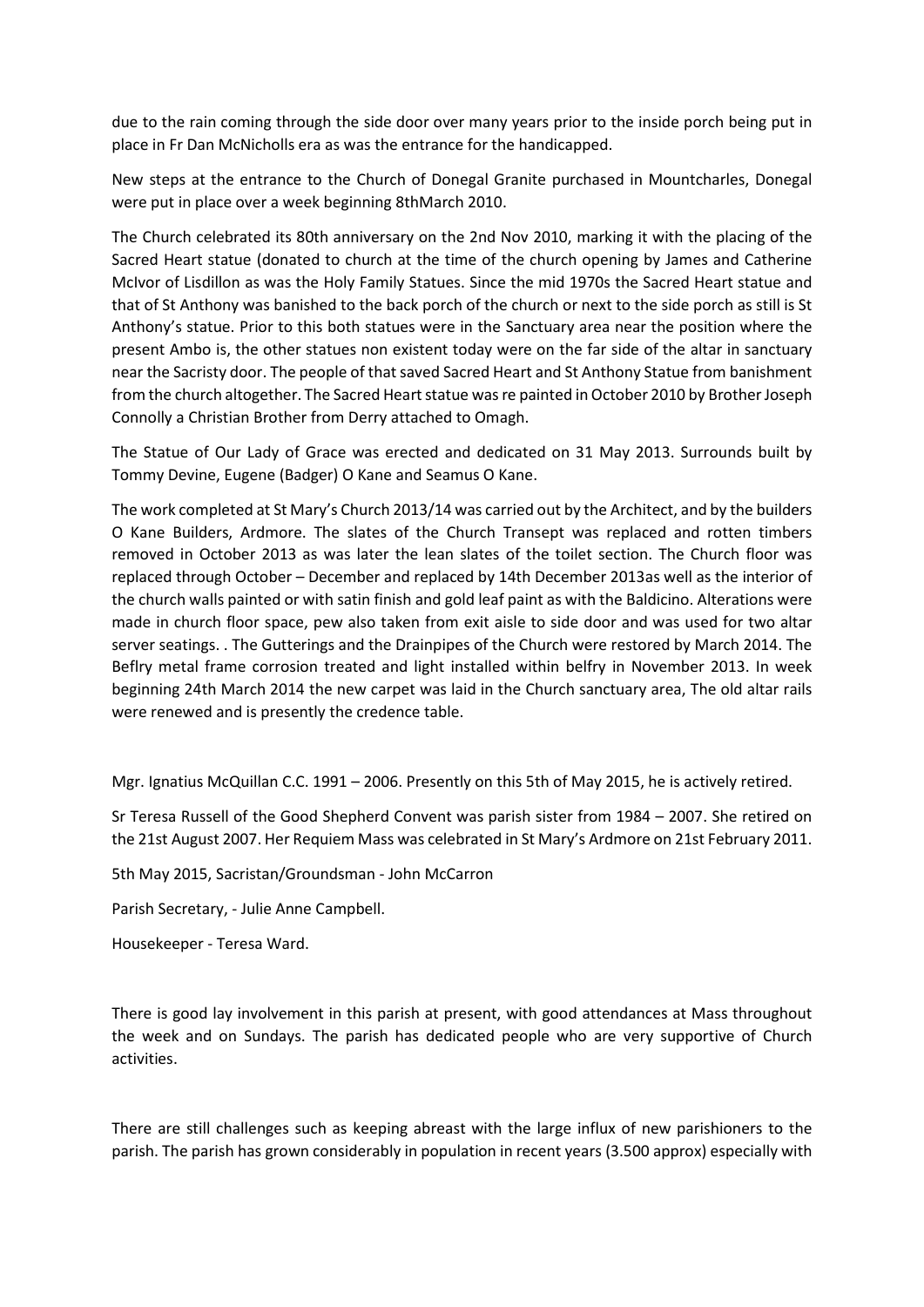due to the rain coming through the side door over many years prior to the inside porch being put in place in Fr Dan McNicholls era as was the entrance for the handicapped.

New steps at the entrance to the Church of Donegal Granite purchased in Mountcharles, Donegal were put in place over a week beginning 8thMarch 2010.

The Church celebrated its 80th anniversary on the 2nd Nov 2010, marking it with the placing of the Sacred Heart statue (donated to church at the time of the church opening by James and Catherine McIvor of Lisdillon as was the Holy Family Statues. Since the mid 1970s the Sacred Heart statue and that of St Anthony was banished to the back porch of the church or next to the side porch as still is St Anthony's statue. Prior to this both statues were in the Sanctuary area near the position where the present Ambo is, the other statues non existent today were on the far side of the altar in sanctuary near the Sacristy door. The people of that saved Sacred Heart and St Anthony Statue from banishment from the church altogether. The Sacred Heart statue was re painted in October 2010 by Brother Joseph Connolly a Christian Brother from Derry attached to Omagh.

The Statue of Our Lady of Grace was erected and dedicated on 31 May 2013. Surrounds built by Tommy Devine, Eugene (Badger) O Kane and Seamus O Kane.

The work completed at St Mary's Church 2013/14 was carried out by the Architect, and by the builders O Kane Builders, Ardmore. The slates of the Church Transept was replaced and rotten timbers removed in October 2013 as was later the lean slates of the toilet section. The Church floor was replaced through October – December and replaced by 14th December 2013as well as the interior of the church walls painted or with satin finish and gold leaf paint as with the Baldicino. Alterations were made in church floor space, pew also taken from exit aisle to side door and was used for two altar server seatings. . The Gutterings and the Drainpipes of the Church were restored by March 2014. The Beflry metal frame corrosion treated and light installed within belfry in November 2013. In week beginning 24th March 2014 the new carpet was laid in the Church sanctuary area, The old altar rails were renewed and is presently the credence table.

Mgr. Ignatius McQuillan C.C. 1991 – 2006. Presently on this 5th of May 2015, he is actively retired.

Sr Teresa Russell of the Good Shepherd Convent was parish sister from 1984 – 2007. She retired on the 21st August 2007. Her Requiem Mass was celebrated in St Mary's Ardmore on 21st February 2011.

5th May 2015, Sacristan/Groundsman - John McCarron

Parish Secretary, - Julie Anne Campbell.

Housekeeper - Teresa Ward.

There is good lay involvement in this parish at present, with good attendances at Mass throughout the week and on Sundays. The parish has dedicated people who are very supportive of Church activities.

There are still challenges such as keeping abreast with the large influx of new parishioners to the parish. The parish has grown considerably in population in recent years (3.500 approx) especially with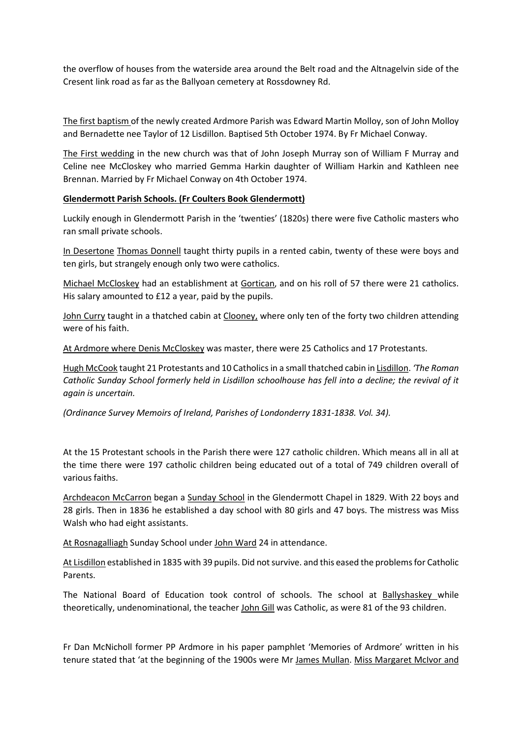the overflow of houses from the waterside area around the Belt road and the Altnagelvin side of the Cresent link road as far as the Ballyoan cemetery at Rossdowney Rd.

The first baptism of the newly created Ardmore Parish was Edward Martin Molloy, son of John Molloy and Bernadette nee Taylor of 12 Lisdillon. Baptised 5th October 1974. By Fr Michael Conway.

The First wedding in the new church was that of John Joseph Murray son of William F Murray and Celine nee McCloskey who married Gemma Harkin daughter of William Harkin and Kathleen nee Brennan. Married by Fr Michael Conway on 4th October 1974.

**Glendermott Parish Schools. (Fr Coulters Book Glendermott)**

Luckily enough in Glendermott Parish in the 'twenties' (1820s) there were five Catholic masters who ran small private schools.

In Desertone Thomas Donnell taught thirty pupils in a rented cabin, twenty of these were boys and ten girls, but strangely enough only two were catholics.

Michael McCloskey had an establishment at Gortican, and on his roll of 57 there were 21 catholics. His salary amounted to £12 a year, paid by the pupils.

John Curry taught in a thatched cabin at Clooney, where only ten of the forty two children attending were of his faith.

At Ardmore where Denis McCloskey was master, there were 25 Catholics and 17 Protestants.

Hugh McCook taught 21 Protestants and 10 Catholics in a small thatched cabin in Lisdillon. *'The Roman Catholic Sunday School formerly held in Lisdillon schoolhouse has fell into a decline; the revival of it again is uncertain.*

*(Ordinance Survey Memoirs of Ireland, Parishes of Londonderry 1831-1838. Vol. 34).*

At the 15 Protestant schools in the Parish there were 127 catholic children. Which means all in all at the time there were 197 catholic children being educated out of a total of 749 children overall of various faiths.

Archdeacon McCarron began a Sunday School in the Glendermott Chapel in 1829. With 22 boys and 28 girls. Then in 1836 he established a day school with 80 girls and 47 boys. The mistress was Miss Walsh who had eight assistants.

At Rosnagalliagh Sunday School under John Ward 24 in attendance.

At Lisdillon established in 1835 with 39 pupils. Did not survive. and this eased the problems for Catholic Parents.

The National Board of Education took control of schools. The school at Ballyshaskey while theoretically, undenominational, the teacher John Gill was Catholic, as were 81 of the 93 children.

Fr Dan McNicholl former PP Ardmore in his paper pamphlet 'Memories of Ardmore' written in his tenure stated that 'at the beginning of the 1900s were Mr James Mullan. Miss Margaret McIvor and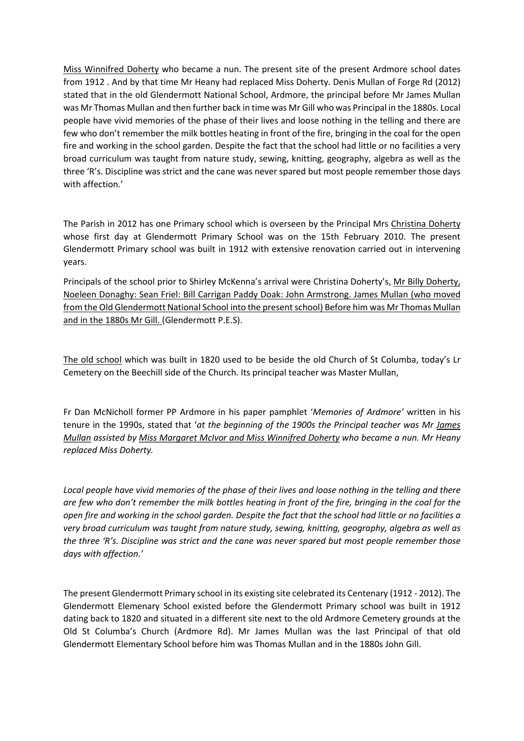Miss Winnifred Doherty who became a nun. The present site of the present Ardmore school dates from 1912 . And by that time Mr Heany had replaced Miss Doherty. Denis Mullan of Forge Rd (2012) stated that in the old Glendermott National School, Ardmore, the principal before Mr James Mullan was Mr Thomas Mullan and then further back in time was Mr Gill who was Principal in the 1880s. Local people have vivid memories of the phase of their lives and loose nothing in the telling and there are few who don't remember the milk bottles heating in front of the fire, bringing in the coal for the open fire and working in the school garden. Despite the fact that the school had little or no facilities a very broad curriculum was taught from nature study, sewing, knitting, geography, algebra as well as the three 'R's. Discipline was strict and the cane was never spared but most people remember those days with affection.'

The Parish in 2012 has one Primary school which is overseen by the Principal Mrs Christina Doherty whose first day at Glendermott Primary School was on the 15th February 2010. The present Glendermott Primary school was built in 1912 with extensive renovation carried out in intervening years.

Principals of the school prior to Shirley McKenna's arrival were Christina Doherty's, Mr Billy Doherty, Noeleen Donaghy: Sean Friel: Bill Carrigan Paddy Doak: John Armstrong. James Mullan (who moved from the Old Glendermott National School into the present school) Before him was Mr Thomas Mullan and in the 1880s Mr Gill. (Glendermott P.E.S).

The old school which was built in 1820 used to be beside the old Church of St Columba, today's Lr Cemetery on the Beechill side of the Church. Its principal teacher was Master Mullan,

Fr Dan McNicholl former PP Ardmore in his paper pamphlet '*Memories of Ardmore*' written in his tenure in the 1990s, stated that '*at the beginning of the 1900s the Principal teacher was Mr James Mullan assisted by Miss Margaret McIvor and Miss Winnifred Doherty who became a nun. Mr Heany replaced Miss Doherty.*

*Local people have vivid memories of the phase of their lives and loose nothing in the telling and there are few who don't remember the milk bottles heating in front of the fire, bringing in the coal for the open fire and working in the school garden. Despite the fact that the school had little or no facilities a very broad curriculum was taught from nature study, sewing, knitting, geography, algebra as well as the three 'R's. Discipline was strict and the cane was never spared but most people remember those days with affection.'*

The present Glendermott Primary school in its existing site celebrated its Centenary (1912 - 2012). The Glendermott Elemenary School existed before the Glendermott Primary school was built in 1912 dating back to 1820 and situated in a different site next to the old Ardmore Cemetery grounds at the Old St Columba's Church (Ardmore Rd). Mr James Mullan was the last Principal of that old Glendermott Elementary School before him was Thomas Mullan and in the 1880s John Gill.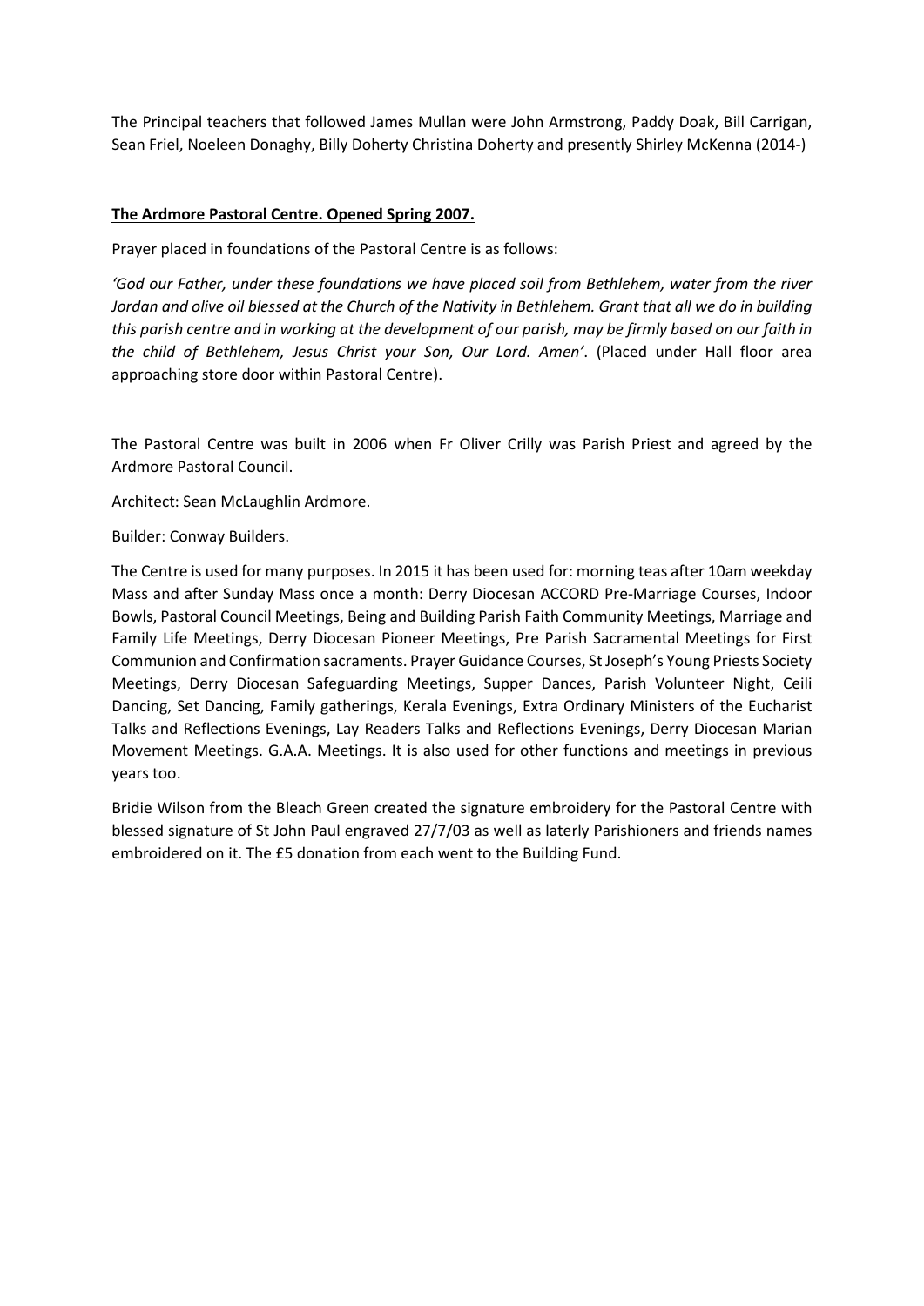The Principal teachers that followed James Mullan were John Armstrong, Paddy Doak, Bill Carrigan, Sean Friel, Noeleen Donaghy, Billy Doherty Christina Doherty and presently Shirley McKenna (2014-)

**The Ardmore Pastoral Centre. Opened Spring 2007.**

Prayer placed in foundations of the Pastoral Centre is as follows:

*'God our Father, under these foundations we have placed soil from Bethlehem, water from the river Jordan and olive oil blessed at the Church of the Nativity in Bethlehem. Grant that all we do in building this parish centre and in working at the development of our parish, may be firmly based on our faith in the child of Bethlehem, Jesus Christ your Son, Our Lord. Amen'*. (Placed under Hall floor area approaching store door within Pastoral Centre).

The Pastoral Centre was built in 2006 when Fr Oliver Crilly was Parish Priest and agreed by the Ardmore Pastoral Council.

Architect: Sean McLaughlin Ardmore.

Builder: Conway Builders.

The Centre is used for many purposes. In 2015 it has been used for: morning teas after 10am weekday Mass and after Sunday Mass once a month: Derry Diocesan ACCORD Pre-Marriage Courses, Indoor Bowls, Pastoral Council Meetings, Being and Building Parish Faith Community Meetings, Marriage and Family Life Meetings, Derry Diocesan Pioneer Meetings, Pre Parish Sacramental Meetings for First Communion and Confirmation sacraments. Prayer Guidance Courses, St Joseph's Young Priests Society Meetings, Derry Diocesan Safeguarding Meetings, Supper Dances, Parish Volunteer Night, Ceili Dancing, Set Dancing, Family gatherings, Kerala Evenings, Extra Ordinary Ministers of the Eucharist Talks and Reflections Evenings, Lay Readers Talks and Reflections Evenings, Derry Diocesan Marian Movement Meetings. G.A.A. Meetings. It is also used for other functions and meetings in previous years too.

Bridie Wilson from the Bleach Green created the signature embroidery for the Pastoral Centre with blessed signature of St John Paul engraved 27/7/03 as well as laterly Parishioners and friends names embroidered on it. The £5 donation from each went to the Building Fund.